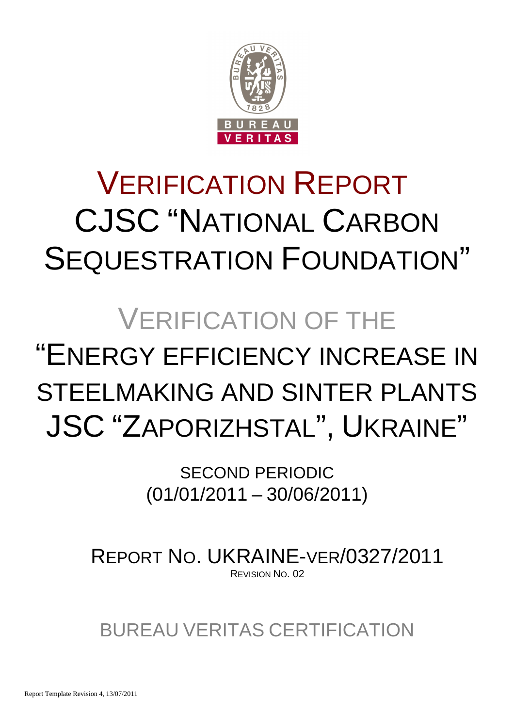# VERIFICATION REPORT

# CJSC "NATIONAL CARBON SEQUESTRATION FOUNDATION"

## VERIFICATION OF THE

## "ENERGY EFFICIENCY INCREASE IN STEELMAKING AND SINTER PLANTS JSC "ZAPORIZHSTAL", UKRAINE"

SECOND PERIODIC
(01/01/2011 – 30/06/2011)

REPORT NO. UKRAINE-VER/0327/2011
REVISION NO. 02

BUREAU VERITAS CERTIFICATION

Report Template Revision 4, 13/07/2011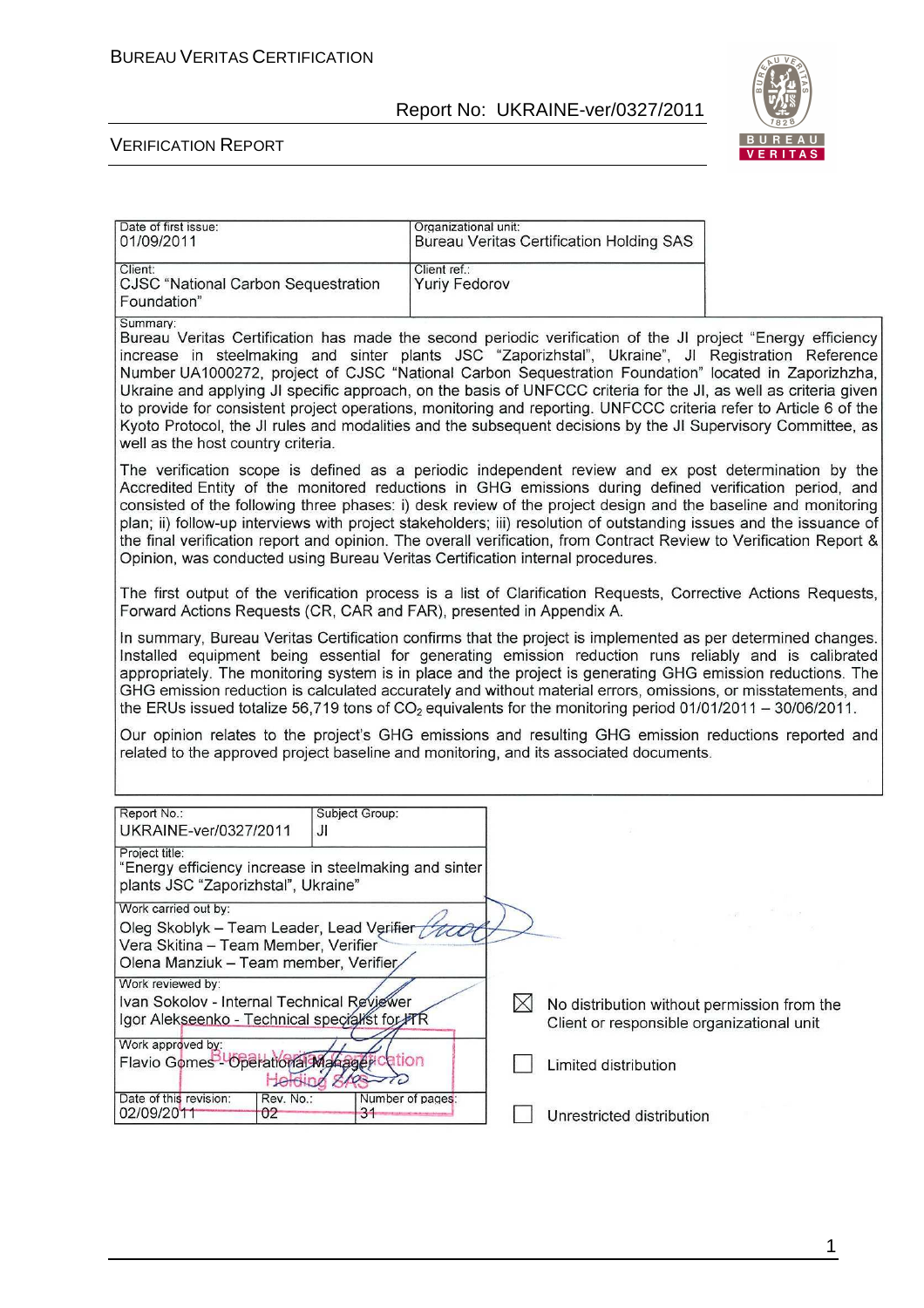| Date of first issue: 01/09/2011 | Organizational unit: Bureau Veritas Certification Holding SAS |
|---|---|
| Client: CJSC "National Carbon Sequestration Foundation" | Client ref.: Yuriy Fedorov |

Summary:

Bureau Veritas Certification has made the second periodic verification of the JI project "Energy efficiency increase in steelmaking and sinter plants JSC "Zaporizhstal", Ukraine", JI Registration Reference Number UA1000272, project of CJSC "National Carbon Sequestration Foundation" located in Zaporizhzha, Ukraine and applying JI specific approach, on the basis of UNFCCC criteria for the JI, as well as criteria given to provide for consistent project operations, monitoring and reporting. UNFCCC criteria refer to Article 6 of the Kyoto Protocol, the JI rules and modalities and the subsequent decisions by the JI Supervisory Committee, as well as the host country criteria.

The verification scope is defined as a periodic independent review and ex post determination by the Accredited Entity of the monitored reductions in GHG emissions during defined verification period, and consisted of the following three phases: i) desk review of the project design and the baseline and monitoring plan; ii) follow-up interviews with project stakeholders; iii) resolution of outstanding issues and the issuance of the final verification report and opinion. The overall verification, from Contract Review to Verification Report & Opinion, was conducted using Bureau Veritas Certification internal procedures.

The first output of the verification process is a list of Clarification Requests, Corrective Actions Requests, Forward Actions Requests (CR, CAR and FAR), presented in Appendix A.

In summary, Bureau Veritas Certification confirms that the project is implemented as per determined changes. Installed equipment being essential for generating emission reduction runs reliably and is calibrated appropriately. The monitoring system is in place and the project is generating GHG emission reductions. The GHG emission reduction is calculated accurately and without material errors, omissions, or misstatements, and the ERUs issued totalize 56,719 tons of $CO_2$ equivalents for the monitoring period 01/01/2011 – 30/06/2011.

Our opinion relates to the project's GHG emissions and resulting GHG emission reductions reported and related to the approved project baseline and monitoring, and its associated documents.

| Report No.: UKRAINE-ver/0327/2011 | Subject Group: JI | |
|---|---|---|
| Project title: "Energy efficiency increase in steelmaking and sinter plants JSC "Zaporizhstal", Ukraine" | | |
| Work carried out by: Oleg Skoblyk – Team Leader, Lead Verifier; Vera Skitina – Team Member, Verifier; Olena Manziuk – Team member, Verifier | | |
| Work reviewed by: Ivan Sokolov - Internal Technical Reviewer; Igor Alekseenko - Technical specialist for ITR | | |
| Work approved by: Flavio Gomes - Operational Manager | | |
| Date of this revision: 02/09/2011 | Rev. No.: 02 | Number of pages: 31 |

- [x] No distribution without permission from the Client or responsible organizational unit
- [ ] Limited distribution
- [ ] Unrestricted distribution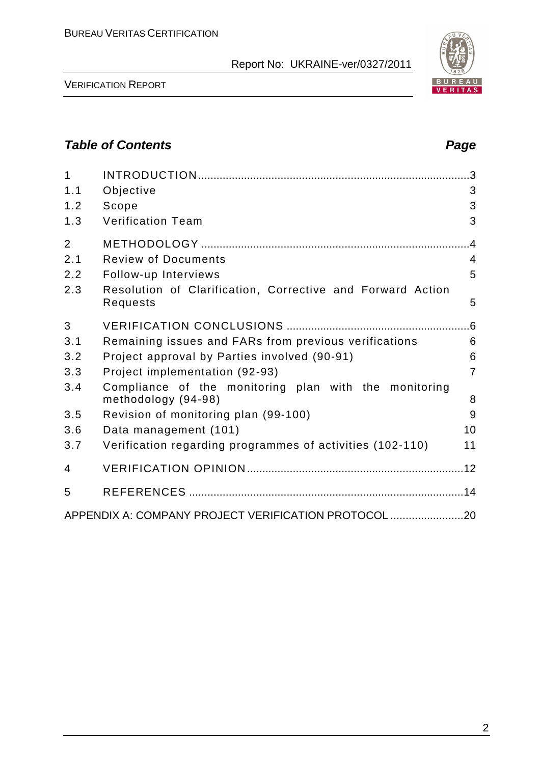## Table of Contents

| | | Page |
|---|---|---|
| 1 | INTRODUCTION | 3 |
| 1.1 | Objective | 3 |
| 1.2 | Scope | 3 |
| 1.3 | Verification Team | 3 |
| 2 | METHODOLOGY | 4 |
| 2.1 | Review of Documents | 4 |
| 2.2 | Follow-up Interviews | 5 |
| 2.3 | Resolution of Clarification, Corrective and Forward Action Requests | 5 |
| 3 | VERIFICATION CONCLUSIONS | 6 |
| 3.1 | Remaining issues and FARs from previous verifications | 6 |
| 3.2 | Project approval by Parties involved (90-91) | 6 |
| 3.3 | Project implementation (92-93) | 7 |
| 3.4 | Compliance of the monitoring plan with the monitoring methodology (94-98) | 8 |
| 3.5 | Revision of monitoring plan (99-100) | 9 |
| 3.6 | Data management (101) | 10 |
| 3.7 | Verification regarding programmes of activities (102-110) | 11 |
| 4 | VERIFICATION OPINION | 12 |
| 5 | REFERENCES | 14 |
| | APPENDIX A: COMPANY PROJECT VERIFICATION PROTOCOL | 20 |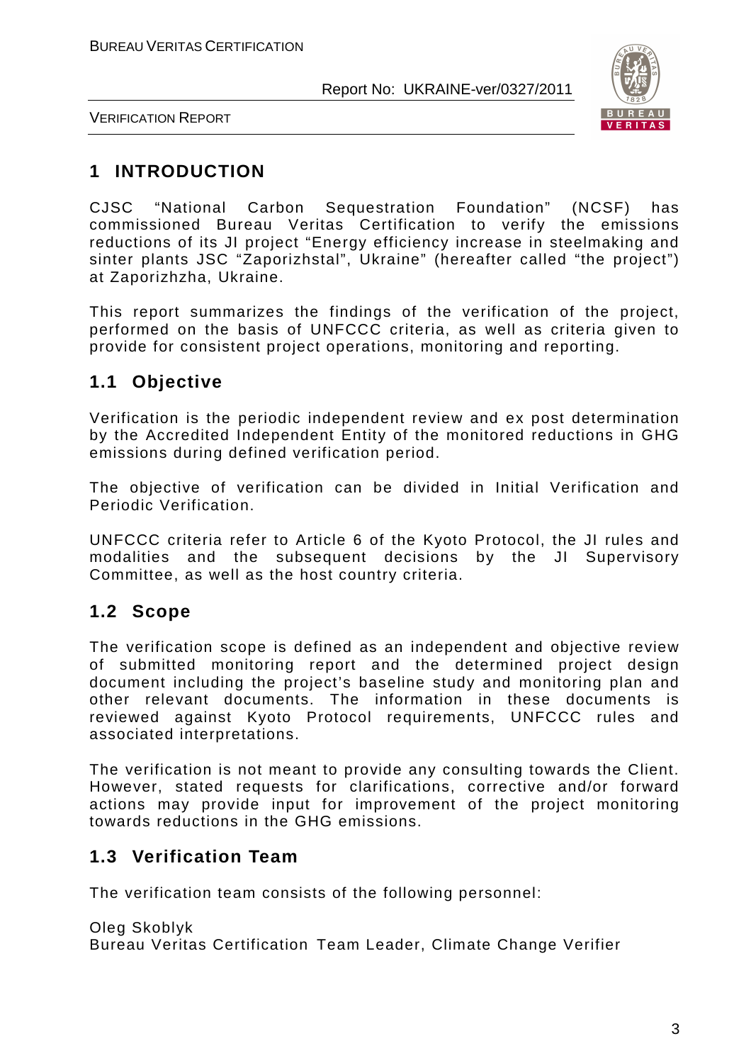# 1 INTRODUCTION

CJSC "National Carbon Sequestration Foundation" (NCSF) has commissioned Bureau Veritas Certification to verify the emissions reductions of its JI project "Energy efficiency increase in steelmaking and sinter plants JSC "Zaporizhstal", Ukraine" (hereafter called "the project") at Zaporizhzha, Ukraine.

This report summarizes the findings of the verification of the project, performed on the basis of UNFCCC criteria, as well as criteria given to provide for consistent project operations, monitoring and reporting.

## 1.1 Objective

Verification is the periodic independent review and ex post determination by the Accredited Independent Entity of the monitored reductions in GHG emissions during defined verification period.

The objective of verification can be divided in Initial Verification and Periodic Verification.

UNFCCC criteria refer to Article 6 of the Kyoto Protocol, the JI rules and modalities and the subsequent decisions by the JI Supervisory Committee, as well as the host country criteria.

## 1.2 Scope

The verification scope is defined as an independent and objective review of submitted monitoring report and the determined project design document including the project's baseline study and monitoring plan and other relevant documents. The information in these documents is reviewed against Kyoto Protocol requirements, UNFCCC rules and associated interpretations.

The verification is not meant to provide any consulting towards the Client. However, stated requests for clarifications, corrective and/or forward actions may provide input for improvement of the project monitoring towards reductions in the GHG emissions.

## 1.3 Verification Team

The verification team consists of the following personnel:

Oleg Skoblyk
Bureau Veritas Certification Team Leader, Climate Change Verifier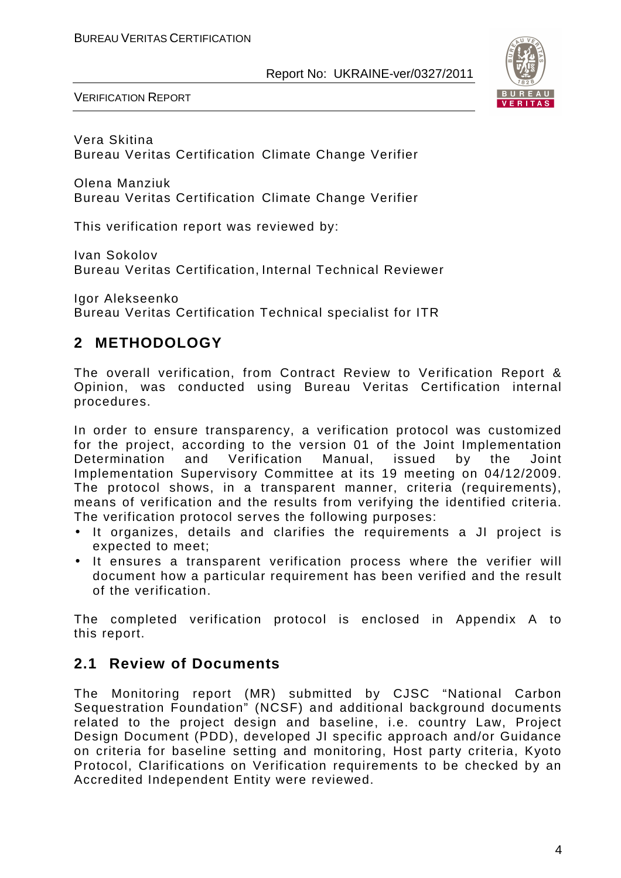Vera Skitina
Bureau Veritas Certification Climate Change Verifier

Olena Manziuk
Bureau Veritas Certification Climate Change Verifier

This verification report was reviewed by:

Ivan Sokolov
Bureau Veritas Certification, Internal Technical Reviewer

Igor Alekseenko
Bureau Veritas Certification Technical specialist for ITR

## 2 METHODOLOGY

The overall verification, from Contract Review to Verification Report & Opinion, was conducted using Bureau Veritas Certification internal procedures.

In order to ensure transparency, a verification protocol was customized for the project, according to the version 01 of the Joint Implementation Determination and Verification Manual, issued by the Joint Implementation Supervisory Committee at its 19 meeting on 04/12/2009. The protocol shows, in a transparent manner, criteria (requirements), means of verification and the results from verifying the identified criteria. The verification protocol serves the following purposes:

- It organizes, details and clarifies the requirements a JI project is expected to meet;
- It ensures a transparent verification process where the verifier will document how a particular requirement has been verified and the result of the verification.

The completed verification protocol is enclosed in Appendix A to this report.

### 2.1 Review of Documents

The Monitoring report (MR) submitted by CJSC "National Carbon Sequestration Foundation" (NCSF) and additional background documents related to the project design and baseline, i.e. country Law, Project Design Document (PDD), developed JI specific approach and/or Guidance on criteria for baseline setting and monitoring, Host party criteria, Kyoto Protocol, Clarifications on Verification requirements to be checked by an Accredited Independent Entity were reviewed.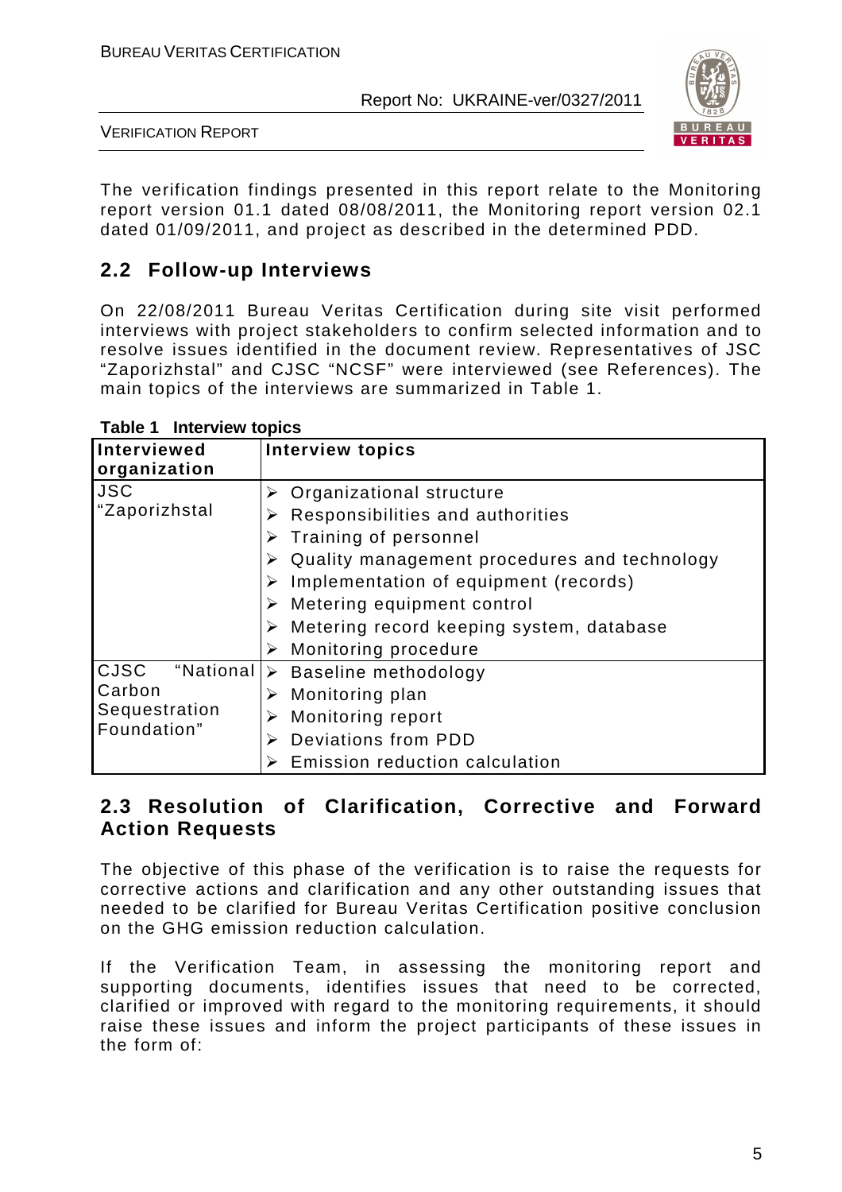The verification findings presented in this report relate to the Monitoring report version 01.1 dated 08/08/2011, the Monitoring report version 02.1 dated 01/09/2011, and project as described in the determined PDD.

## 2.2 Follow-up Interviews

On 22/08/2011 Bureau Veritas Certification during site visit performed interviews with project stakeholders to confirm selected information and to resolve issues identified in the document review. Representatives of JSC "Zaporizhstal" and CJSC "NCSF" were interviewed (see References). The main topics of the interviews are summarized in Table 1.

**Table 1 Interview topics**

| Interviewed organization | Interview topics |
|---|---|
| JSC "Zaporizhstal | ➢ Organizational structure<br>➢ Responsibilities and authorities<br>➢ Training of personnel<br>➢ Quality management procedures and technology<br>➢ Implementation of equipment (records)<br>➢ Metering equipment control<br>➢ Metering record keeping system, database<br>➢ Monitoring procedure |
| CJSC "National Carbon Sequestration Foundation" | ➢ Baseline methodology<br>➢ Monitoring plan<br>➢ Monitoring report<br>➢ Deviations from PDD<br>➢ Emission reduction calculation |

## 2.3 Resolution of Clarification, Corrective and Forward Action Requests

The objective of this phase of the verification is to raise the requests for corrective actions and clarification and any other outstanding issues that needed to be clarified for Bureau Veritas Certification positive conclusion on the GHG emission reduction calculation.

If the Verification Team, in assessing the monitoring report and supporting documents, identifies issues that need to be corrected, clarified or improved with regard to the monitoring requirements, it should raise these issues and inform the project participants of these issues in the form of: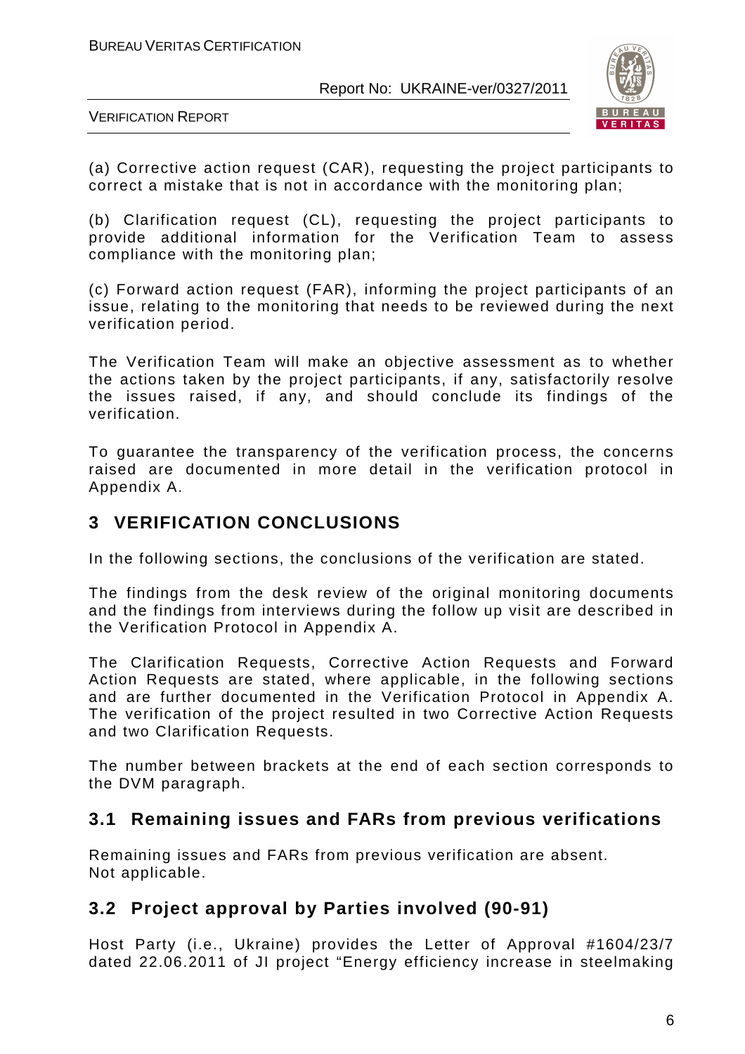(a) Corrective action request (CAR), requesting the project participants to correct a mistake that is not in accordance with the monitoring plan;

(b) Clarification request (CL), requesting the project participants to provide additional information for the Verification Team to assess compliance with the monitoring plan;

(c) Forward action request (FAR), informing the project participants of an issue, relating to the monitoring that needs to be reviewed during the next verification period.

The Verification Team will make an objective assessment as to whether the actions taken by the project participants, if any, satisfactorily resolve the issues raised, if any, and should conclude its findings of the verification.

To guarantee the transparency of the verification process, the concerns raised are documented in more detail in the verification protocol in Appendix A.

# 3 VERIFICATION CONCLUSIONS

In the following sections, the conclusions of the verification are stated.

The findings from the desk review of the original monitoring documents and the findings from interviews during the follow up visit are described in the Verification Protocol in Appendix A.

The Clarification Requests, Corrective Action Requests and Forward Action Requests are stated, where applicable, in the following sections and are further documented in the Verification Protocol in Appendix A. The verification of the project resulted in two Corrective Action Requests and two Clarification Requests.

The number between brackets at the end of each section corresponds to the DVM paragraph.

## 3.1 Remaining issues and FARs from previous verifications

Remaining issues and FARs from previous verification are absent.
Not applicable.

## 3.2 Project approval by Parties involved (90-91)

Host Party (i.e., Ukraine) provides the Letter of Approval #1604/23/7 dated 22.06.2011 of JI project "Energy efficiency increase in steelmaking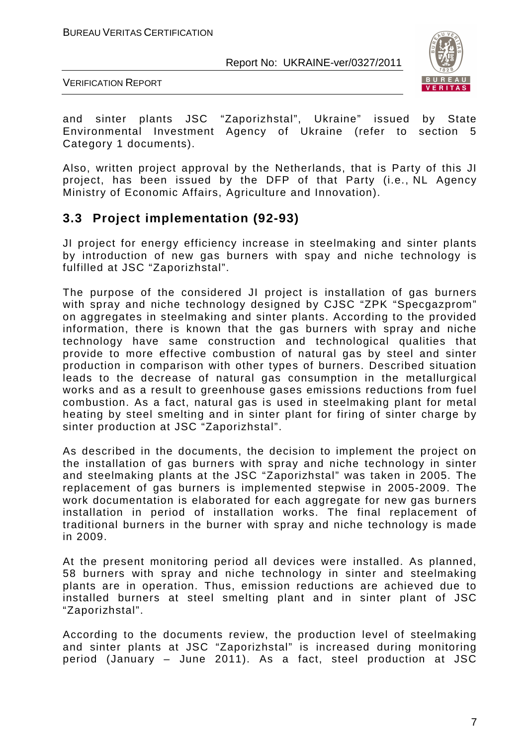and sinter plants JSC "Zaporizhstal", Ukraine" issued by State Environmental Investment Agency of Ukraine (refer to section 5 Category 1 documents).

Also, written project approval by the Netherlands, that is Party of this JI project, has been issued by the DFP of that Party (i.e., NL Agency Ministry of Economic Affairs, Agriculture and Innovation).

## 3.3 Project implementation (92-93)

JI project for energy efficiency increase in steelmaking and sinter plants by introduction of new gas burners with spay and niche technology is fulfilled at JSC "Zaporizhstal".

The purpose of the considered JI project is installation of gas burners with spray and niche technology designed by CJSC "ZPK "Specgazprom" on aggregates in steelmaking and sinter plants. According to the provided information, there is known that the gas burners with spray and niche technology have same construction and technological qualities that provide to more effective combustion of natural gas by steel and sinter production in comparison with other types of burners. Described situation leads to the decrease of natural gas consumption in the metallurgical works and as a result to greenhouse gases emissions reductions from fuel combustion. As a fact, natural gas is used in steelmaking plant for metal heating by steel smelting and in sinter plant for firing of sinter charge by sinter production at JSC "Zaporizhstal".

As described in the documents, the decision to implement the project on the installation of gas burners with spray and niche technology in sinter and steelmaking plants at the JSC "Zaporizhstal" was taken in 2005. The replacement of gas burners is implemented stepwise in 2005-2009. The work documentation is elaborated for each aggregate for new gas burners installation in period of installation works. The final replacement of traditional burners in the burner with spray and niche technology is made in 2009.

At the present monitoring period all devices were installed. As planned, 58 burners with spray and niche technology in sinter and steelmaking plants are in operation. Thus, emission reductions are achieved due to installed burners at steel smelting plant and in sinter plant of JSC "Zaporizhstal".

According to the documents review, the production level of steelmaking and sinter plants at JSC "Zaporizhstal" is increased during monitoring period (January – June 2011). As a fact, steel production at JSC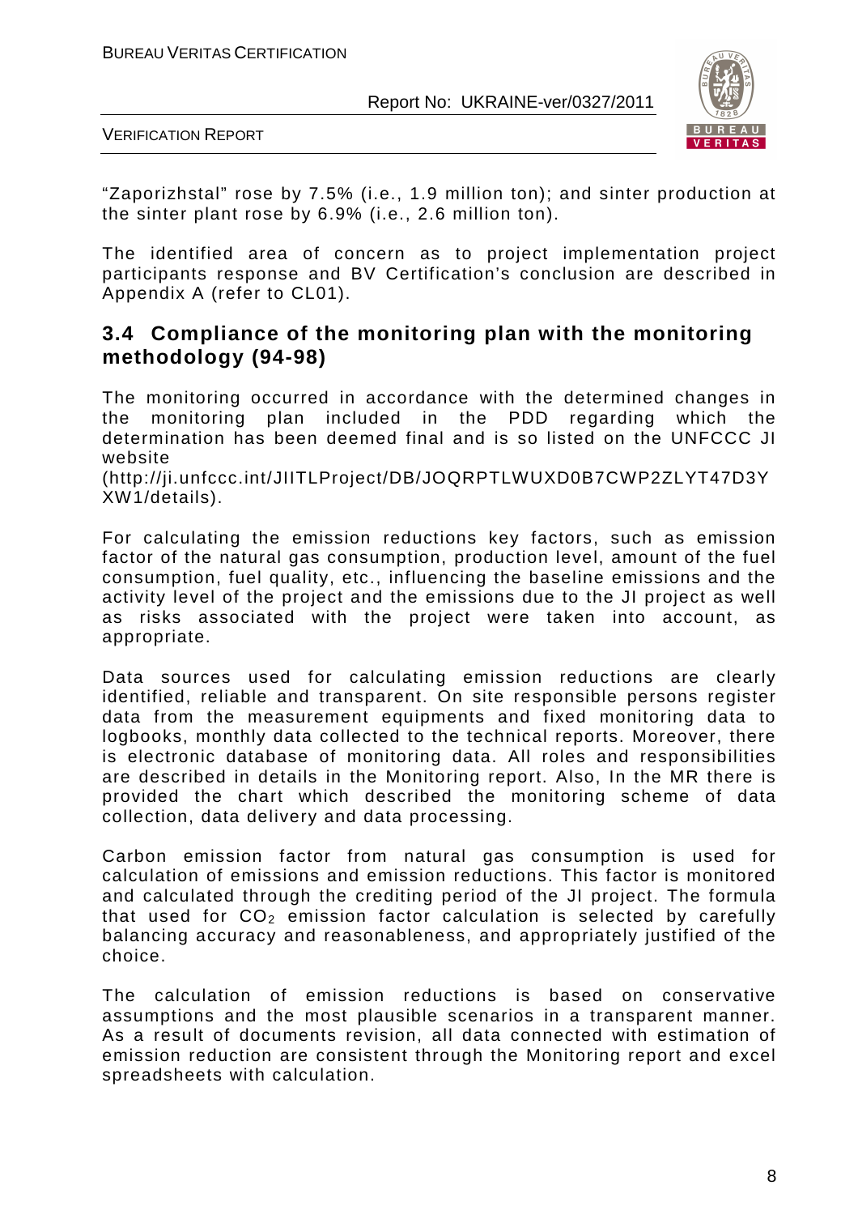"Zaporizhstal" rose by 7.5% (i.e., 1.9 million ton); and sinter production at the sinter plant rose by 6.9% (i.e., 2.6 million ton).

The identified area of concern as to project implementation project participants response and BV Certification's conclusion are described in Appendix A (refer to CL01).

## 3.4 Compliance of the monitoring plan with the monitoring methodology (94-98)

The monitoring occurred in accordance with the determined changes in the monitoring plan included in the PDD regarding which the determination has been deemed final and is so listed on the UNFCCC JI website (http://ji.unfccc.int/JIITLProject/DB/JOQRPTLWUXD0B7CWP2ZLYT47D3YXW1/details).

For calculating the emission reductions key factors, such as emission factor of the natural gas consumption, production level, amount of the fuel consumption, fuel quality, etc., influencing the baseline emissions and the activity level of the project and the emissions due to the JI project as well as risks associated with the project were taken into account, as appropriate.

Data sources used for calculating emission reductions are clearly identified, reliable and transparent. On site responsible persons register data from the measurement equipments and fixed monitoring data to logbooks, monthly data collected to the technical reports. Moreover, there is electronic database of monitoring data. All roles and responsibilities are described in details in the Monitoring report. Also, In the MR there is provided the chart which described the monitoring scheme of data collection, data delivery and data processing.

Carbon emission factor from natural gas consumption is used for calculation of emissions and emission reductions. This factor is monitored and calculated through the crediting period of the JI project. The formula that used for $CO_2$ emission factor calculation is selected by carefully balancing accuracy and reasonableness, and appropriately justified of the choice.

The calculation of emission reductions is based on conservative assumptions and the most plausible scenarios in a transparent manner. As a result of documents revision, all data connected with estimation of emission reduction are consistent through the Monitoring report and excel spreadsheets with calculation.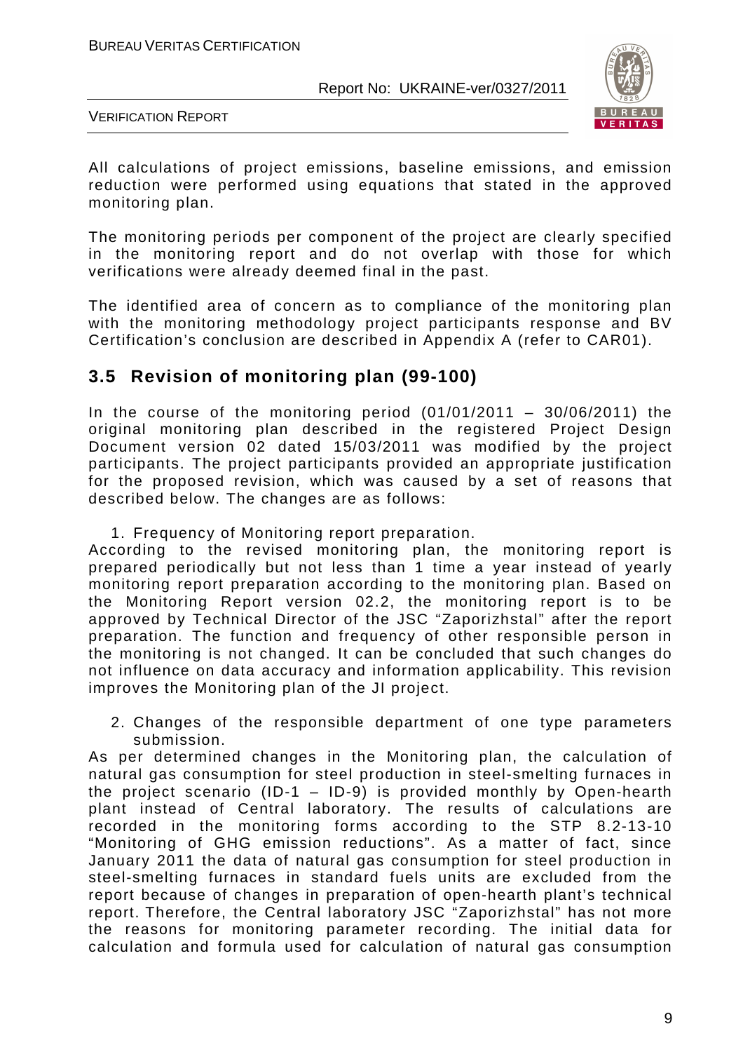All calculations of project emissions, baseline emissions, and emission reduction were performed using equations that stated in the approved monitoring plan.

The monitoring periods per component of the project are clearly specified in the monitoring report and do not overlap with those for which verifications were already deemed final in the past.

The identified area of concern as to compliance of the monitoring plan with the monitoring methodology project participants response and BV Certification's conclusion are described in Appendix A (refer to CAR01).

## 3.5 Revision of monitoring plan (99-100)

In the course of the monitoring period (01/01/2011 – 30/06/2011) the original monitoring plan described in the registered Project Design Document version 02 dated 15/03/2011 was modified by the project participants. The project participants provided an appropriate justification for the proposed revision, which was caused by a set of reasons that described below. The changes are as follows:

1. Frequency of Monitoring report preparation.

According to the revised monitoring plan, the monitoring report is prepared periodically but not less than 1 time a year instead of yearly monitoring report preparation according to the monitoring plan. Based on the Monitoring Report version 02.2, the monitoring report is to be approved by Technical Director of the JSC "Zaporizhstal" after the report preparation. The function and frequency of other responsible person in the monitoring is not changed. It can be concluded that such changes do not influence on data accuracy and information applicability. This revision improves the Monitoring plan of the JI project.

2. Changes of the responsible department of one type parameters submission.

As per determined changes in the Monitoring plan, the calculation of natural gas consumption for steel production in steel-smelting furnaces in the project scenario (ID-1 – ID-9) is provided monthly by Open-hearth plant instead of Central laboratory. The results of calculations are recorded in the monitoring forms according to the STP 8.2-13-10 "Monitoring of GHG emission reductions". As a matter of fact, since January 2011 the data of natural gas consumption for steel production in steel-smelting furnaces in standard fuels units are excluded from the report because of changes in preparation of open-hearth plant's technical report. Therefore, the Central laboratory JSC "Zaporizhstal" has not more the reasons for monitoring parameter recording. The initial data for calculation and formula used for calculation of natural gas consumption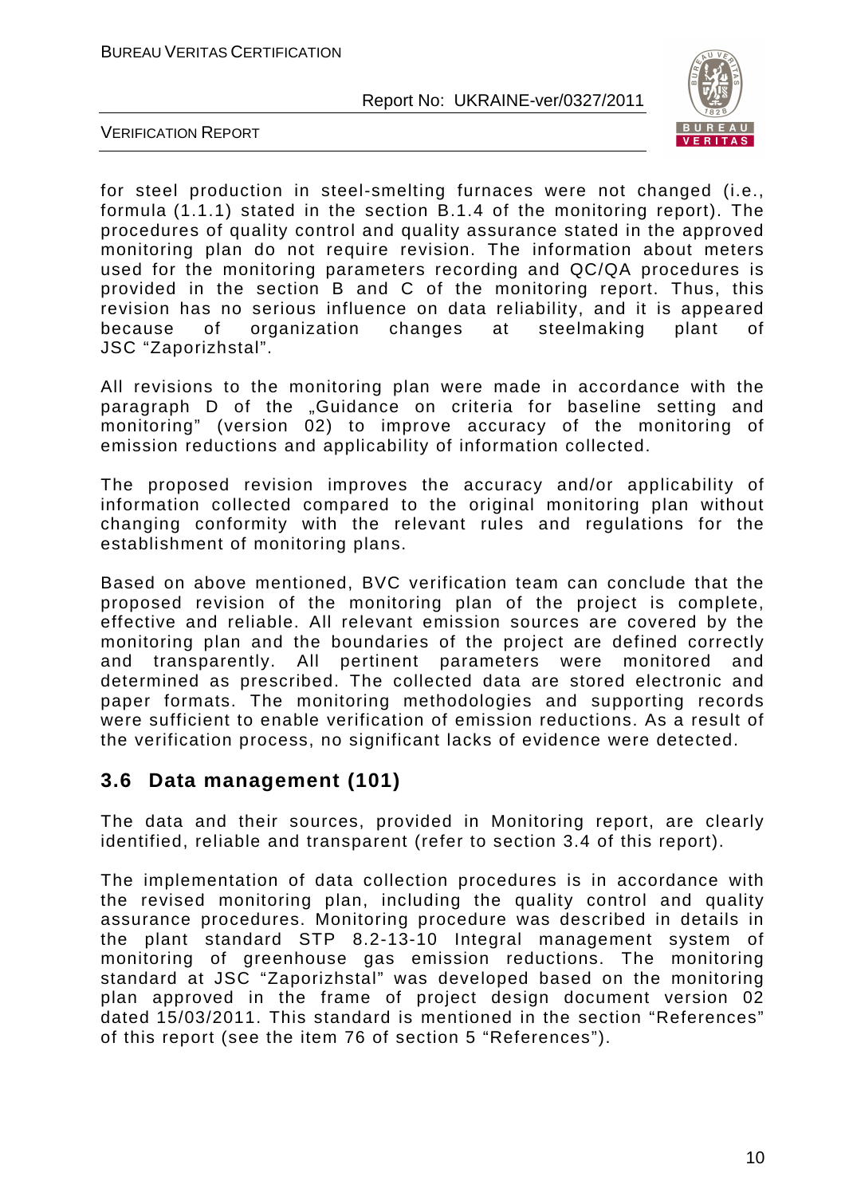for steel production in steel-smelting furnaces were not changed (i.e., formula (1.1.1) stated in the section B.1.4 of the monitoring report). The procedures of quality control and quality assurance stated in the approved monitoring plan do not require revision. The information about meters used for the monitoring parameters recording and QC/QA procedures is provided in the section B and C of the monitoring report. Thus, this revision has no serious influence on data reliability, and it is appeared because of organization changes at steelmaking plant of JSC "Zaporizhstal".

All revisions to the monitoring plan were made in accordance with the paragraph D of the „Guidance on criteria for baseline setting and monitoring" (version 02) to improve accuracy of the monitoring of emission reductions and applicability of information collected.

The proposed revision improves the accuracy and/or applicability of information collected compared to the original monitoring plan without changing conformity with the relevant rules and regulations for the establishment of monitoring plans.

Based on above mentioned, BVC verification team can conclude that the proposed revision of the monitoring plan of the project is complete, effective and reliable. All relevant emission sources are covered by the monitoring plan and the boundaries of the project are defined correctly and transparently. All pertinent parameters were monitored and determined as prescribed. The collected data are stored electronic and paper formats. The monitoring methodologies and supporting records were sufficient to enable verification of emission reductions. As a result of the verification process, no significant lacks of evidence were detected.

## 3.6 Data management (101)

The data and their sources, provided in Monitoring report, are clearly identified, reliable and transparent (refer to section 3.4 of this report).

The implementation of data collection procedures is in accordance with the revised monitoring plan, including the quality control and quality assurance procedures. Monitoring procedure was described in details in the plant standard STP 8.2-13-10 Integral management system of monitoring of greenhouse gas emission reductions. The monitoring standard at JSC "Zaporizhstal" was developed based on the monitoring plan approved in the frame of project design document version 02 dated 15/03/2011. This standard is mentioned in the section "References" of this report (see the item 76 of section 5 "References").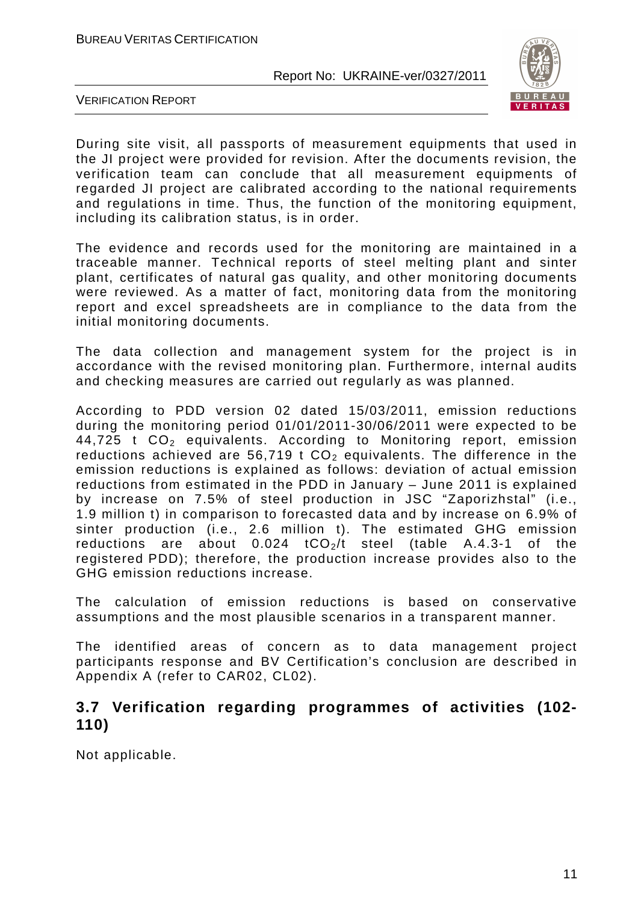During site visit, all passports of measurement equipments that used in the JI project were provided for revision. After the documents revision, the verification team can conclude that all measurement equipments of regarded JI project are calibrated according to the national requirements and regulations in time. Thus, the function of the monitoring equipment, including its calibration status, is in order.

The evidence and records used for the monitoring are maintained in a traceable manner. Technical reports of steel melting plant and sinter plant, certificates of natural gas quality, and other monitoring documents were reviewed. As a matter of fact, monitoring data from the monitoring report and excel spreadsheets are in compliance to the data from the initial monitoring documents.

The data collection and management system for the project is in accordance with the revised monitoring plan. Furthermore, internal audits and checking measures are carried out regularly as was planned.

According to PDD version 02 dated 15/03/2011, emission reductions during the monitoring period 01/01/2011-30/06/2011 were expected to be 44,725 t $CO_2$ equivalents. According to Monitoring report, emission reductions achieved are 56,719 t $CO_2$ equivalents. The difference in the emission reductions is explained as follows: deviation of actual emission reductions from estimated in the PDD in January – June 2011 is explained by increase on 7.5% of steel production in JSC "Zaporizhstal" (i.e., 1.9 million t) in comparison to forecasted data and by increase on 6.9% of sinter production (i.e., 2.6 million t). The estimated GHG emission reductions are about 0.024 $tCO_2$/t steel (table A.4.3-1 of the registered PDD); therefore, the production increase provides also to the GHG emission reductions increase.

The calculation of emission reductions is based on conservative assumptions and the most plausible scenarios in a transparent manner.

The identified areas of concern as to data management project participants response and BV Certification's conclusion are described in Appendix A (refer to CAR02, CL02).

## 3.7 Verification regarding programmes of activities (102-110)

Not applicable.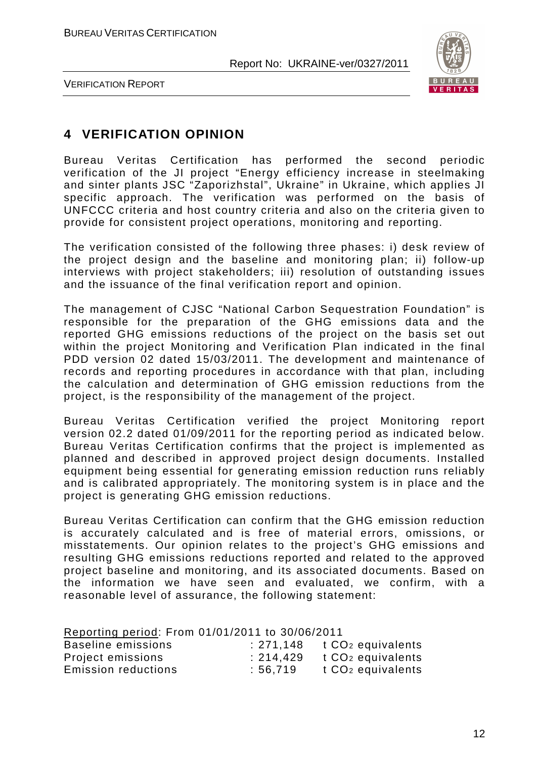# 4 VERIFICATION OPINION

Bureau Veritas Certification has performed the second periodic verification of the JI project "Energy efficiency increase in steelmaking and sinter plants JSC "Zaporizhstal", Ukraine" in Ukraine, which applies JI specific approach. The verification was performed on the basis of UNFCCC criteria and host country criteria and also on the criteria given to provide for consistent project operations, monitoring and reporting.

The verification consisted of the following three phases: i) desk review of the project design and the baseline and monitoring plan; ii) follow-up interviews with project stakeholders; iii) resolution of outstanding issues and the issuance of the final verification report and opinion.

The management of CJSC "National Carbon Sequestration Foundation" is responsible for the preparation of the GHG emissions data and the reported GHG emissions reductions of the project on the basis set out within the project Monitoring and Verification Plan indicated in the final PDD version 02 dated 15/03/2011. The development and maintenance of records and reporting procedures in accordance with that plan, including the calculation and determination of GHG emission reductions from the project, is the responsibility of the management of the project.

Bureau Veritas Certification verified the project Monitoring report version 02.2 dated 01/09/2011 for the reporting period as indicated below. Bureau Veritas Certification confirms that the project is implemented as planned and described in approved project design documents. Installed equipment being essential for generating emission reduction runs reliably and is calibrated appropriately. The monitoring system is in place and the project is generating GHG emission reductions.

Bureau Veritas Certification can confirm that the GHG emission reduction is accurately calculated and is free of material errors, omissions, or misstatements. Our opinion relates to the project's GHG emissions and resulting GHG emissions reductions reported and related to the approved project baseline and monitoring, and its associated documents. Based on the information we have seen and evaluated, we confirm, with a reasonable level of assurance, the following statement:

Reporting period: From 01/01/2011 to 30/06/2011

| | | |
|---|---|---|
| Baseline emissions | : 271,148 | t $CO_2$ equivalents |
| Project emissions | : 214,429 | t $CO_2$ equivalents |
| Emission reductions | : 56,719 | t $CO_2$ equivalents |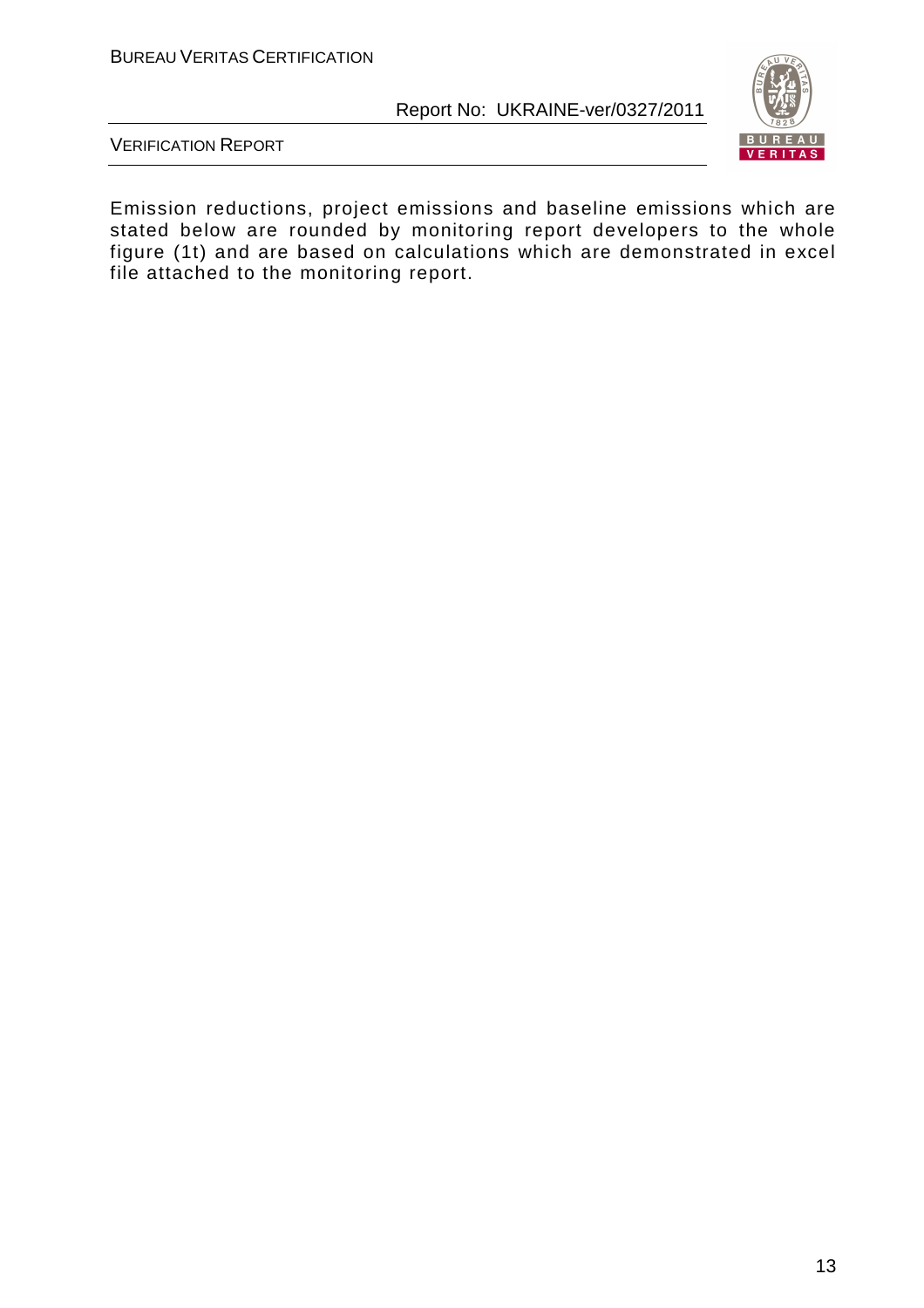Emission reductions, project emissions and baseline emissions which are stated below are rounded by monitoring report developers to the whole figure (1t) and are based on calculations which are demonstrated in excel file attached to the monitoring report.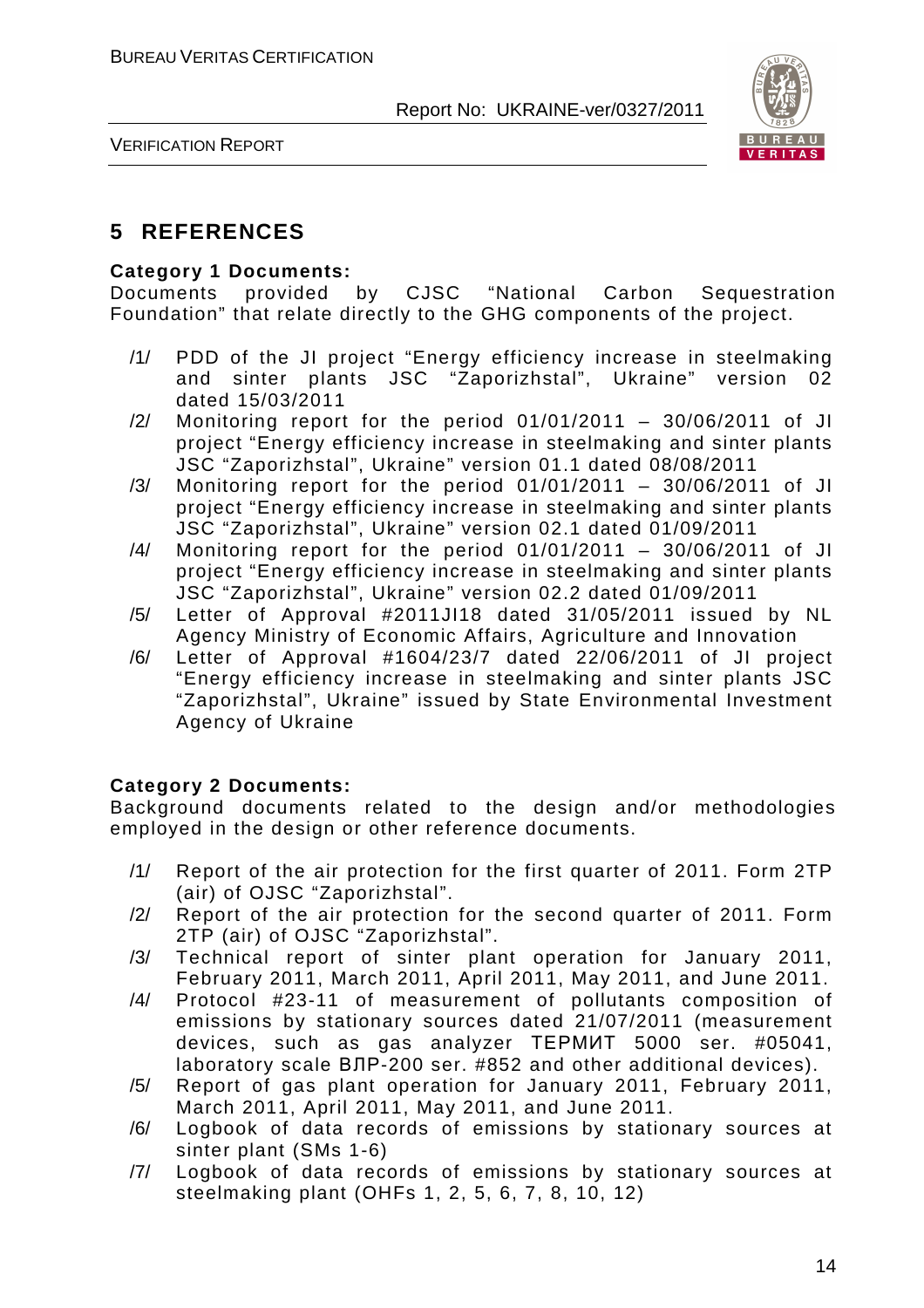## 5 REFERENCES

**Category 1 Documents:**

Documents provided by CJSC "National Carbon Sequestration Foundation" that relate directly to the GHG components of the project.

/1/ PDD of the JI project "Energy efficiency increase in steelmaking and sinter plants JSC "Zaporizhstal", Ukraine" version 02 dated 15/03/2011

/2/ Monitoring report for the period 01/01/2011 – 30/06/2011 of JI project "Energy efficiency increase in steelmaking and sinter plants JSC "Zaporizhstal", Ukraine" version 01.1 dated 08/08/2011

/3/ Monitoring report for the period 01/01/2011 – 30/06/2011 of JI project "Energy efficiency increase in steelmaking and sinter plants JSC "Zaporizhstal", Ukraine" version 02.1 dated 01/09/2011

/4/ Monitoring report for the period 01/01/2011 – 30/06/2011 of JI project "Energy efficiency increase in steelmaking and sinter plants JSC "Zaporizhstal", Ukraine" version 02.2 dated 01/09/2011

/5/ Letter of Approval #2011JI18 dated 31/05/2011 issued by NL Agency Ministry of Economic Affairs, Agriculture and Innovation

/6/ Letter of Approval #1604/23/7 dated 22/06/2011 of JI project "Energy efficiency increase in steelmaking and sinter plants JSC "Zaporizhstal", Ukraine" issued by State Environmental Investment Agency of Ukraine

**Category 2 Documents:**

Background documents related to the design and/or methodologies employed in the design or other reference documents.

/1/ Report of the air protection for the first quarter of 2011. Form 2TP (air) of OJSC "Zaporizhstal".

/2/ Report of the air protection for the second quarter of 2011. Form 2TP (air) of OJSC "Zaporizhstal".

/3/ Technical report of sinter plant operation for January 2011, February 2011, March 2011, April 2011, May 2011, and June 2011.

/4/ Protocol #23-11 of measurement of pollutants composition of emissions by stationary sources dated 21/07/2011 (measurement devices, such as gas analyzer ТЕРМИТ 5000 ser. #05041, laboratory scale ВЛР-200 ser. #852 and other additional devices).

/5/ Report of gas plant operation for January 2011, February 2011, March 2011, April 2011, May 2011, and June 2011.

/6/ Logbook of data records of emissions by stationary sources at sinter plant (SMs 1-6)

/7/ Logbook of data records of emissions by stationary sources at steelmaking plant (OHFs 1, 2, 5, 6, 7, 8, 10, 12)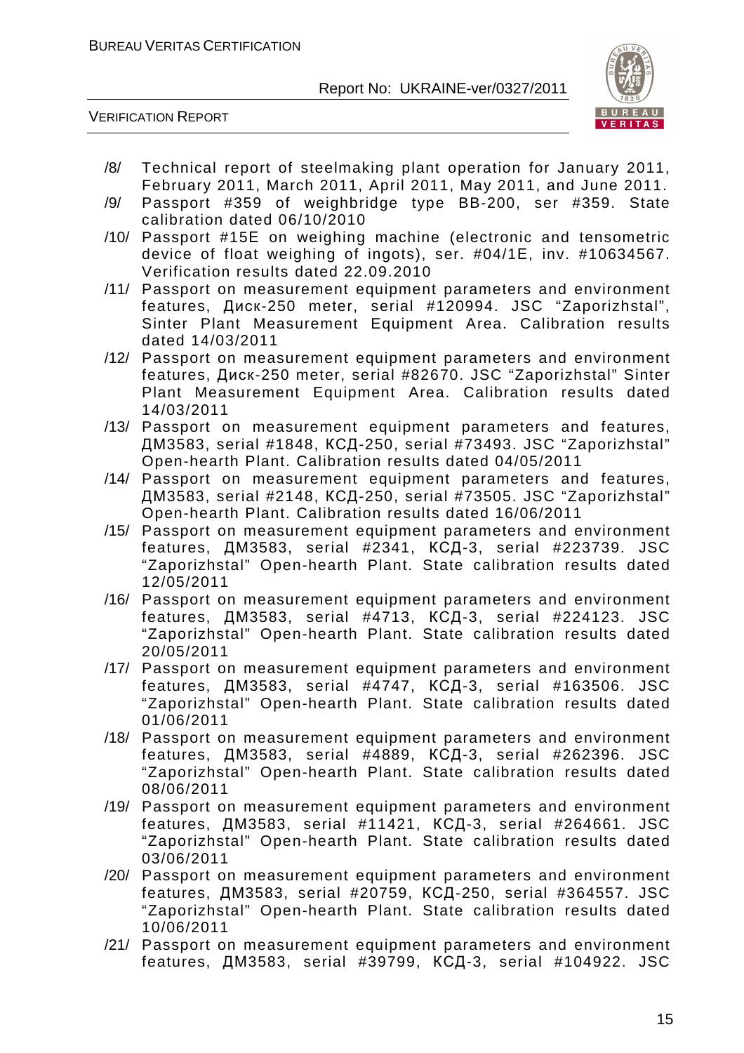/8/ Technical report of steelmaking plant operation for January 2011, February 2011, March 2011, April 2011, May 2011, and June 2011.

/9/ Passport #359 of weighbridge type BB-200, ser #359. State calibration dated 06/10/2010

/10/ Passport #15E on weighing machine (electronic and tensometric device of float weighing of ingots), ser. #04/1E, inv. #10634567. Verification results dated 22.09.2010

/11/ Passport on measurement equipment parameters and environment features, Диск-250 meter, serial #120994. JSC "Zaporizhstal", Sinter Plant Measurement Equipment Area. Calibration results dated 14/03/2011

/12/ Passport on measurement equipment parameters and environment features, Диск-250 meter, serial #82670. JSC "Zaporizhstal" Sinter Plant Measurement Equipment Area. Calibration results dated 14/03/2011

/13/ Passport on measurement equipment parameters and features, ДМ3583, serial #1848, КСД-250, serial #73493. JSC "Zaporizhstal" Open-hearth Plant. Calibration results dated 04/05/2011

/14/ Passport on measurement equipment parameters and features, ДМ3583, serial #2148, КСД-250, serial #73505. JSC "Zaporizhstal" Open-hearth Plant. Calibration results dated 16/06/2011

/15/ Passport on measurement equipment parameters and environment features, ДМ3583, serial #2341, КСД-3, serial #223739. JSC "Zaporizhstal" Open-hearth Plant. State calibration results dated 12/05/2011

/16/ Passport on measurement equipment parameters and environment features, ДМ3583, serial #4713, КСД-3, serial #224123. JSC "Zaporizhstal" Open-hearth Plant. State calibration results dated 20/05/2011

/17/ Passport on measurement equipment parameters and environment features, ДМ3583, serial #4747, КСД-3, serial #163506. JSC "Zaporizhstal" Open-hearth Plant. State calibration results dated 01/06/2011

/18/ Passport on measurement equipment parameters and environment features, ДМ3583, serial #4889, КСД-3, serial #262396. JSC "Zaporizhstal" Open-hearth Plant. State calibration results dated 08/06/2011

/19/ Passport on measurement equipment parameters and environment features, ДМ3583, serial #11421, КСД-3, serial #264661. JSC "Zaporizhstal" Open-hearth Plant. State calibration results dated 03/06/2011

/20/ Passport on measurement equipment parameters and environment features, ДМ3583, serial #20759, КСД-250, serial #364557. JSC "Zaporizhstal" Open-hearth Plant. State calibration results dated 10/06/2011

/21/ Passport on measurement equipment parameters and environment features, ДМ3583, serial #39799, КСД-3, serial #104922. JSC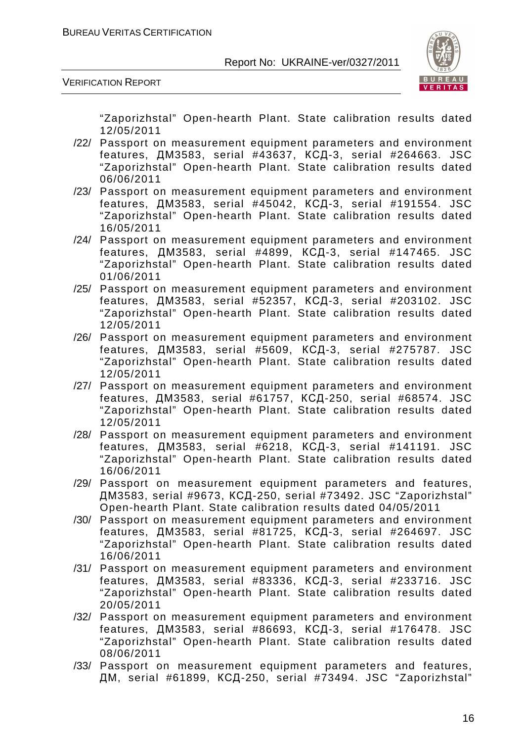"Zaporizhstal" Open-hearth Plant. State calibration results dated 12/05/2011

/22/ Passport on measurement equipment parameters and environment features, ДМ3583, serial #43637, КСД-3, serial #264663. JSC "Zaporizhstal" Open-hearth Plant. State calibration results dated 06/06/2011

/23/ Passport on measurement equipment parameters and environment features, ДМ3583, serial #45042, КСД-3, serial #191554. JSC "Zaporizhstal" Open-hearth Plant. State calibration results dated 16/05/2011

/24/ Passport on measurement equipment parameters and environment features, ДМ3583, serial #4899, КСД-3, serial #147465. JSC "Zaporizhstal" Open-hearth Plant. State calibration results dated 01/06/2011

/25/ Passport on measurement equipment parameters and environment features, ДМ3583, serial #52357, КСД-3, serial #203102. JSC "Zaporizhstal" Open-hearth Plant. State calibration results dated 12/05/2011

/26/ Passport on measurement equipment parameters and environment features, ДМ3583, serial #5609, КСД-3, serial #275787. JSC "Zaporizhstal" Open-hearth Plant. State calibration results dated 12/05/2011

/27/ Passport on measurement equipment parameters and environment features, ДМ3583, serial #61757, КСД-250, serial #68574. JSC "Zaporizhstal" Open-hearth Plant. State calibration results dated 12/05/2011

/28/ Passport on measurement equipment parameters and environment features, ДМ3583, serial #6218, КСД-3, serial #141191. JSC "Zaporizhstal" Open-hearth Plant. State calibration results dated 16/06/2011

/29/ Passport on measurement equipment parameters and features, ДМ3583, serial #9673, КСД-250, serial #73492. JSC "Zaporizhstal" Open-hearth Plant. State calibration results dated 04/05/2011

/30/ Passport on measurement equipment parameters and environment features, ДМ3583, serial #81725, КСД-3, serial #264697. JSC "Zaporizhstal" Open-hearth Plant. State calibration results dated 16/06/2011

/31/ Passport on measurement equipment parameters and environment features, ДМ3583, serial #83336, КСД-3, serial #233716. JSC "Zaporizhstal" Open-hearth Plant. State calibration results dated 20/05/2011

/32/ Passport on measurement equipment parameters and environment features, ДМ3583, serial #86693, КСД-3, serial #176478. JSC "Zaporizhstal" Open-hearth Plant. State calibration results dated 08/06/2011

/33/ Passport on measurement equipment parameters and features, ДМ, serial #61899, КСД-250, serial #73494. JSC "Zaporizhstal"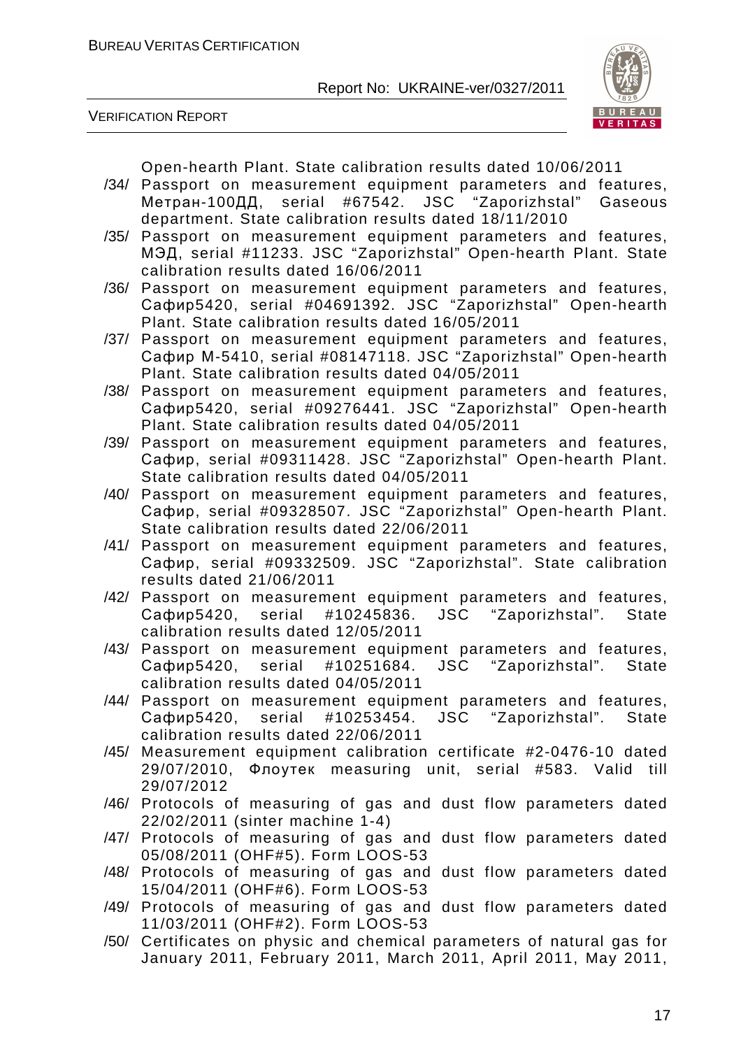Open-hearth Plant. State calibration results dated 10/06/2011

/34/ Passport on measurement equipment parameters and features, Метран-100ДД, serial #67542. JSC "Zaporizhstal" Gaseous department. State calibration results dated 18/11/2010

/35/ Passport on measurement equipment parameters and features, МЭД, serial #11233. JSC "Zaporizhstal" Open-hearth Plant. State calibration results dated 16/06/2011

/36/ Passport on measurement equipment parameters and features, Сафир5420, serial #04691392. JSC "Zaporizhstal" Open-hearth Plant. State calibration results dated 16/05/2011

/37/ Passport on measurement equipment parameters and features, Сафир М-5410, serial #08147118. JSC "Zaporizhstal" Open-hearth Plant. State calibration results dated 04/05/2011

/38/ Passport on measurement equipment parameters and features, Сафир5420, serial #09276441. JSC "Zaporizhstal" Open-hearth Plant. State calibration results dated 04/05/2011

/39/ Passport on measurement equipment parameters and features, Сафир, serial #09311428. JSC "Zaporizhstal" Open-hearth Plant. State calibration results dated 04/05/2011

/40/ Passport on measurement equipment parameters and features, Сафир, serial #09328507. JSC "Zaporizhstal" Open-hearth Plant. State calibration results dated 22/06/2011

/41/ Passport on measurement equipment parameters and features, Сафир, serial #09332509. JSC "Zaporizhstal". State calibration results dated 21/06/2011

/42/ Passport on measurement equipment parameters and features, Сафир5420, serial #10245836. JSC "Zaporizhstal". State calibration results dated 12/05/2011

/43/ Passport on measurement equipment parameters and features, Сафир5420, serial #10251684. JSC "Zaporizhstal". State calibration results dated 04/05/2011

/44/ Passport on measurement equipment parameters and features, Сафир5420, serial #10253454. JSC "Zaporizhstal". State calibration results dated 22/06/2011

/45/ Measurement equipment calibration certificate #2-0476-10 dated 29/07/2010, Флоутек measuring unit, serial #583. Valid till 29/07/2012

/46/ Protocols of measuring of gas and dust flow parameters dated 22/02/2011 (sinter machine 1-4)

/47/ Protocols of measuring of gas and dust flow parameters dated 05/08/2011 (OHF#5). Form LOOS-53

/48/ Protocols of measuring of gas and dust flow parameters dated 15/04/2011 (OHF#6). Form LOOS-53

/49/ Protocols of measuring of gas and dust flow parameters dated 11/03/2011 (OHF#2). Form LOOS-53

/50/ Certificates on physic and chemical parameters of natural gas for January 2011, February 2011, March 2011, April 2011, May 2011,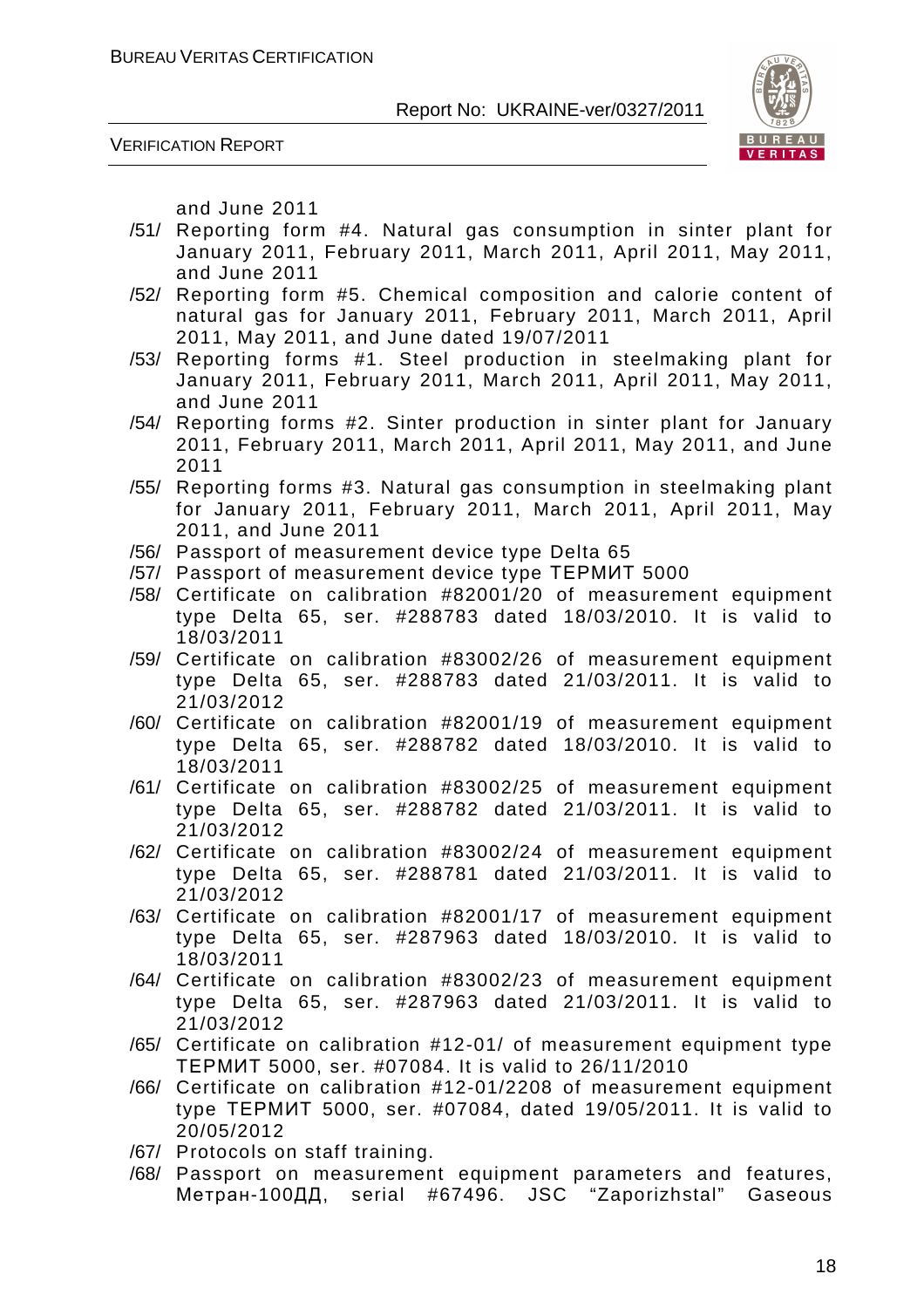and June 2011

/51/ Reporting form #4. Natural gas consumption in sinter plant for January 2011, February 2011, March 2011, April 2011, May 2011, and June 2011

/52/ Reporting form #5. Chemical composition and calorie content of natural gas for January 2011, February 2011, March 2011, April 2011, May 2011, and June dated 19/07/2011

/53/ Reporting forms #1. Steel production in steelmaking plant for January 2011, February 2011, March 2011, April 2011, May 2011, and June 2011

/54/ Reporting forms #2. Sinter production in sinter plant for January 2011, February 2011, March 2011, April 2011, May 2011, and June 2011

/55/ Reporting forms #3. Natural gas consumption in steelmaking plant for January 2011, February 2011, March 2011, April 2011, May 2011, and June 2011

/56/ Passport of measurement device type Delta 65

/57/ Passport of measurement device type ТЕРМИТ 5000

/58/ Certificate on calibration #82001/20 of measurement equipment type Delta 65, ser. #288783 dated 18/03/2010. It is valid to 18/03/2011

/59/ Certificate on calibration #83002/26 of measurement equipment type Delta 65, ser. #288783 dated 21/03/2011. It is valid to 21/03/2012

/60/ Certificate on calibration #82001/19 of measurement equipment type Delta 65, ser. #288782 dated 18/03/2010. It is valid to 18/03/2011

/61/ Certificate on calibration #83002/25 of measurement equipment type Delta 65, ser. #288782 dated 21/03/2011. It is valid to 21/03/2012

/62/ Certificate on calibration #83002/24 of measurement equipment type Delta 65, ser. #288781 dated 21/03/2011. It is valid to 21/03/2012

/63/ Certificate on calibration #82001/17 of measurement equipment type Delta 65, ser. #287963 dated 18/03/2010. It is valid to 18/03/2011

/64/ Certificate on calibration #83002/23 of measurement equipment type Delta 65, ser. #287963 dated 21/03/2011. It is valid to 21/03/2012

/65/ Certificate on calibration #12-01/ of measurement equipment type ТЕРМИТ 5000, ser. #07084. It is valid to 26/11/2010

/66/ Certificate on calibration #12-01/2208 of measurement equipment type ТЕРМИТ 5000, ser. #07084, dated 19/05/2011. It is valid to 20/05/2012

/67/ Protocols on staff training.

/68/ Passport on measurement equipment parameters and features, Метран-100ДД, serial #67496. JSC "Zaporizhstal" Gaseous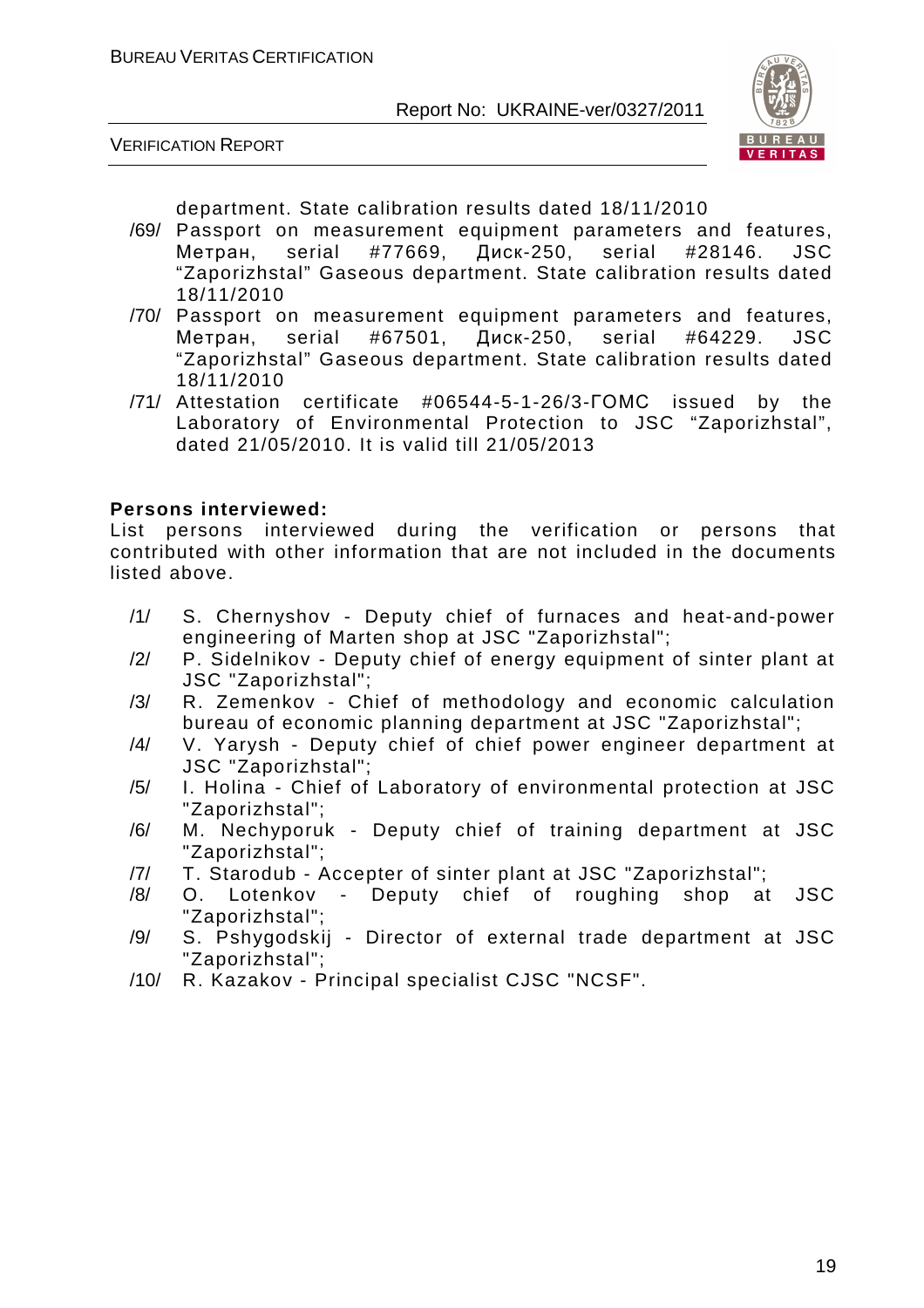department. State calibration results dated 18/11/2010

/69/ Passport on measurement equipment parameters and features, Метран, serial #77669, Диск-250, serial #28146. JSC "Zaporizhstal" Gaseous department. State calibration results dated 18/11/2010

/70/ Passport on measurement equipment parameters and features, Метран, serial #67501, Диск-250, serial #64229. JSC "Zaporizhstal" Gaseous department. State calibration results dated 18/11/2010

/71/ Attestation certificate #06544-5-1-26/3-ГОМС issued by the Laboratory of Environmental Protection to JSC "Zaporizhstal", dated 21/05/2010. It is valid till 21/05/2013

**Persons interviewed:**

List persons interviewed during the verification or persons that contributed with other information that are not included in the documents listed above.

/1/ S. Chernyshov - Deputy chief of furnaces and heat-and-power engineering of Marten shop at JSC "Zaporizhstal";

/2/ P. Sidelnikov - Deputy chief of energy equipment of sinter plant at JSC "Zaporizhstal";

/3/ R. Zemenkov - Chief of methodology and economic calculation bureau of economic planning department at JSC "Zaporizhstal";

/4/ V. Yarysh - Deputy chief of chief power engineer department at JSC "Zaporizhstal";

/5/ I. Holina - Chief of Laboratory of environmental protection at JSC "Zaporizhstal";

/6/ M. Nechyporuk - Deputy chief of training department at JSC "Zaporizhstal";

/7/ T. Starodub - Accepter of sinter plant at JSC "Zaporizhstal";

/8/ O. Lotenkov - Deputy chief of roughing shop at JSC "Zaporizhstal";

/9/ S. Pshygodskij - Director of external trade department at JSC "Zaporizhstal";

/10/ R. Kazakov - Principal specialist CJSC "NCSF".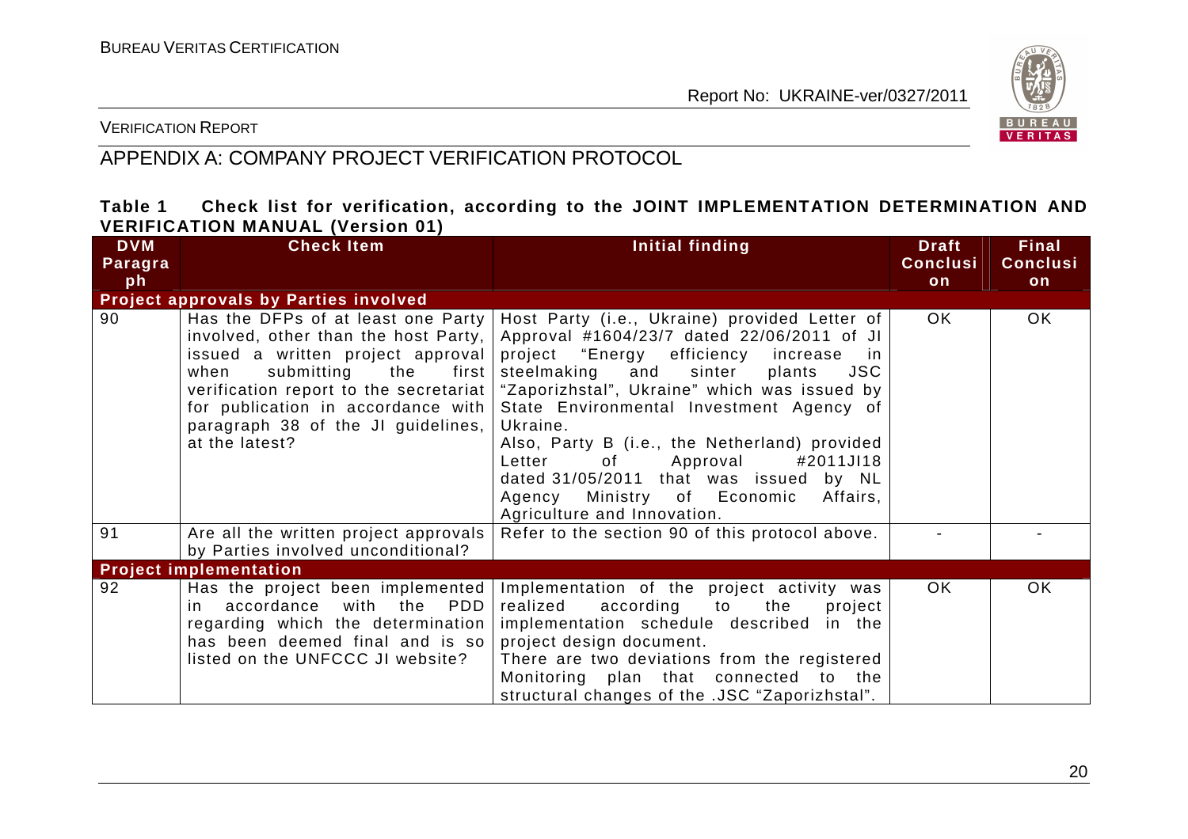## APPENDIX A: COMPANY PROJECT VERIFICATION PROTOCOL

**Table 1 Check list for verification, according to the JOINT IMPLEMENTATION DETERMINATION AND VERIFICATION MANUAL (Version 01)**

| DVM Paragraph | Check Item | Initial finding | Draft Conclusion | Final Conclusion |
|---|---|---|---|---|
| **Project approvals by Parties involved** | | | | |
| 90 | Has the DFPs of at least one Party involved, other than the host Party, issued a written project approval when submitting the first verification report to the secretariat for publication in accordance with paragraph 38 of the JI guidelines, at the latest? | Host Party (i.e., Ukraine) provided Letter of Approval #1604/23/7 dated 22/06/2011 of JI project "Energy efficiency increase in steelmaking and sinter plants JSC "Zaporizhstal", Ukraine" which was issued by State Environmental Investment Agency of Ukraine.<br>Also, Party B (i.e., the Netherland) provided Letter of Approval #2011JI18 dated 31/05/2011 that was issued by NL Agency Ministry of Economic Affairs, Agriculture and Innovation. | OK | OK |
| 91 | Are all the written project approvals by Parties involved unconditional? | Refer to the section 90 of this protocol above. | - | - |
| **Project implementation** | | | | |
| 92 | Has the project been implemented in accordance with the PDD regarding which the determination has been deemed final and is so listed on the UNFCCC JI website? | Implementation of the project activity was realized according to the project implementation schedule described in the project design document.<br>There are two deviations from the registered Monitoring plan that connected to the structural changes of the .JSC "Zaporizhstal". | OK | OK |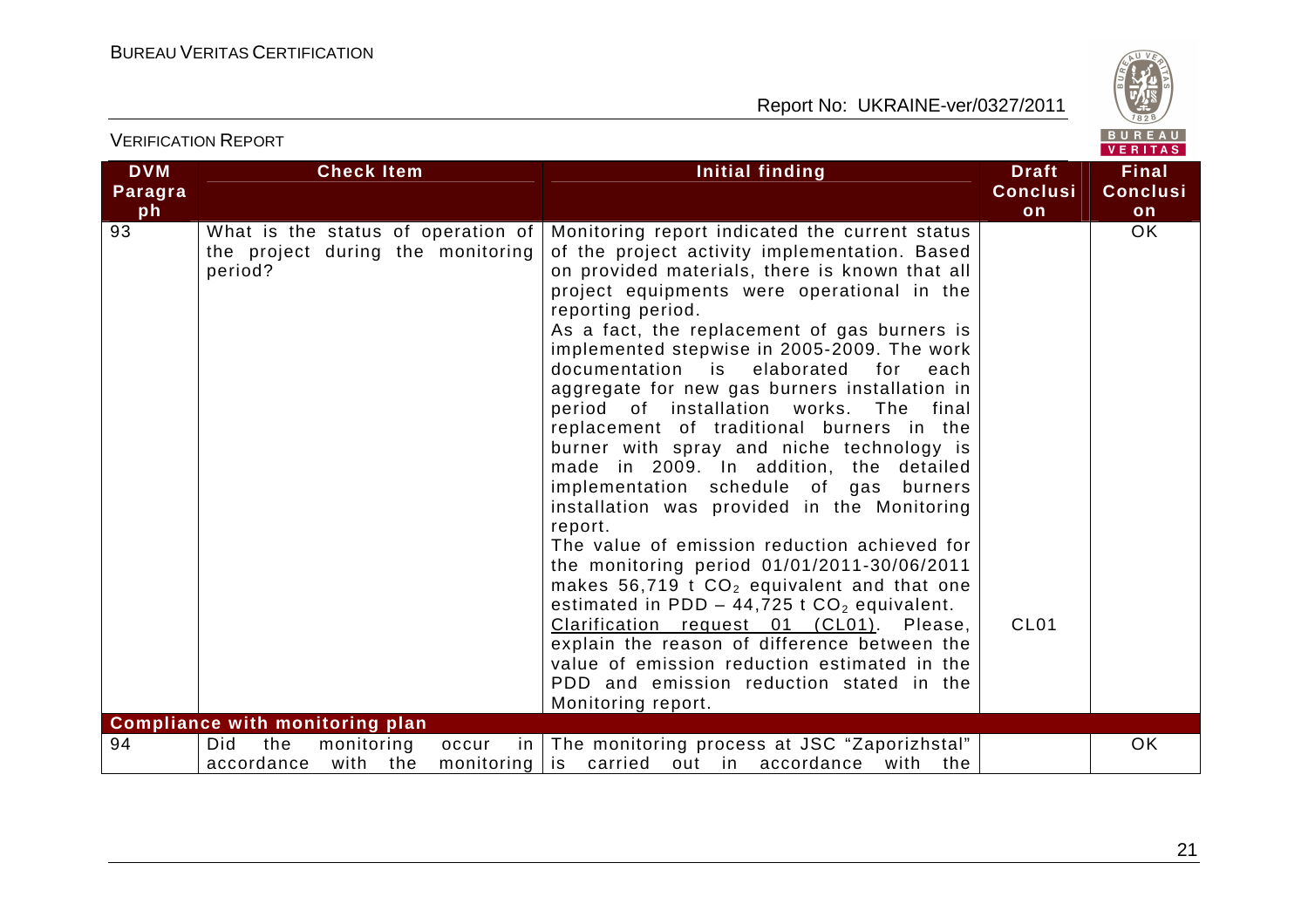| DVM Paragraph | Check Item | Initial finding | Draft Conclusion | Final Conclusion |
|---|---|---|---|---|
| 93 | What is the status of operation of the project during the monitoring period? | Monitoring report indicated the current status of the project activity implementation. Based on provided materials, there is known that all project equipments were operational in the reporting period.<br>As a fact, the replacement of gas burners is implemented stepwise in 2005-2009. The work documentation is elaborated for each aggregate for new gas burners installation in period of installation works. The final replacement of traditional burners in the burner with spray and niche technology is made in 2009. In addition, the detailed implementation schedule of gas burners installation was provided in the Monitoring report.<br>The value of emission reduction achieved for the monitoring period 01/01/2011-30/06/2011 makes 56,719 t $CO_2$ equivalent and that one estimated in PDD – 44,725 t $CO_2$ equivalent.<br>Clarification request 01 (CL01). Please, explain the reason of difference between the value of emission reduction estimated in the PDD and emission reduction stated in the Monitoring report. | CL01 | OK |
| **Compliance with monitoring plan** | | | | |
| 94 | Did the monitoring occur in accordance with the monitoring | The monitoring process at JSC "Zaporizhstal" is carried out in accordance with the | | OK |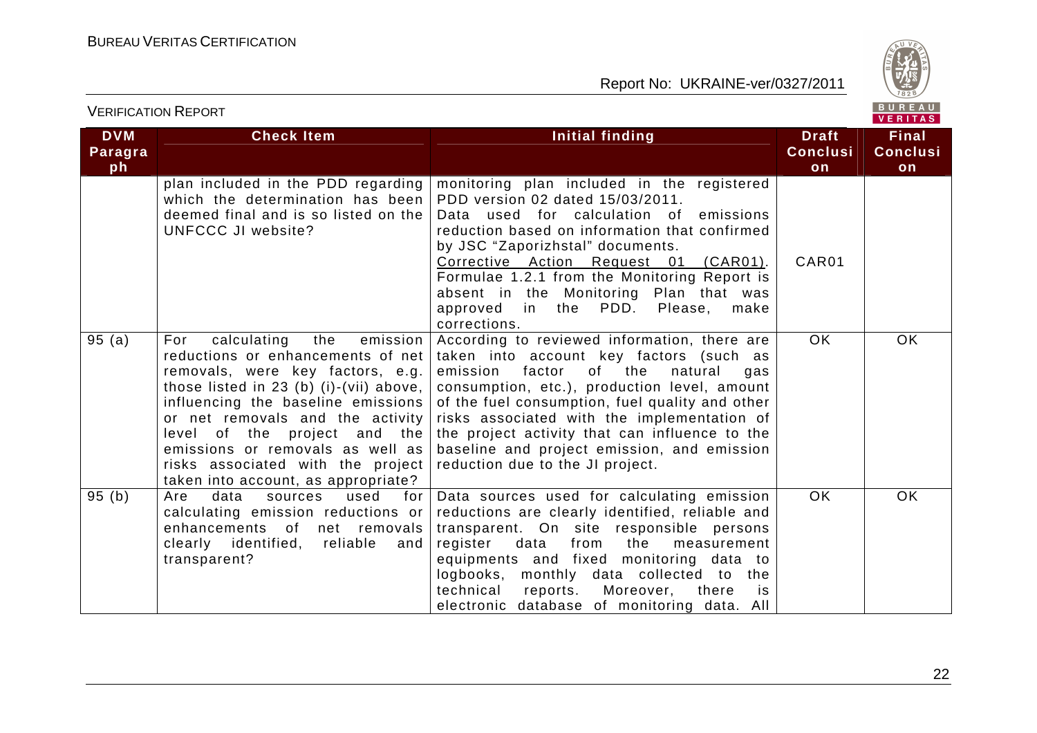| DVM Paragraph | Check Item | Initial finding | Draft Conclusion | Final Conclusion |
|---|---|---|---|---|
| | plan included in the PDD regarding which the determination has been deemed final and is so listed on the UNFCCC JI website? | monitoring plan included in the registered PDD version 02 dated 15/03/2011.<br>Data used for calculation of emissions reduction based on information that confirmed by JSC "Zaporizhstal" documents.<br><u>Corrective Action Request 01 (CAR01)</u>. Formulae 1.2.1 from the Monitoring Report is absent in the Monitoring Plan that was approved in the PDD. Please, make corrections. | CAR01 | |
| 95 (a) | For calculating the emission reductions or enhancements of net removals, were key factors, e.g. those listed in 23 (b) (i)-(vii) above, influencing the baseline emissions or net removals and the activity level of the project and the emissions or removals as well as risks associated with the project taken into account, as appropriate? | According to reviewed information, there are taken into account key factors (such as emission factor of the natural gas consumption, etc.), production level, amount of the fuel consumption, fuel quality and other risks associated with the implementation of the project activity that can influence to the baseline and project emission, and emission reduction due to the JI project. | OK | OK |
| 95 (b) | Are data sources used for calculating emission reductions or enhancements of net removals clearly identified, reliable and transparent? | Data sources used for calculating emission reductions are clearly identified, reliable and transparent. On site responsible persons register data from the measurement equipments and fixed monitoring data to logbooks, monthly data collected to the technical reports. Moreover, there is electronic database of monitoring data. All | OK | OK |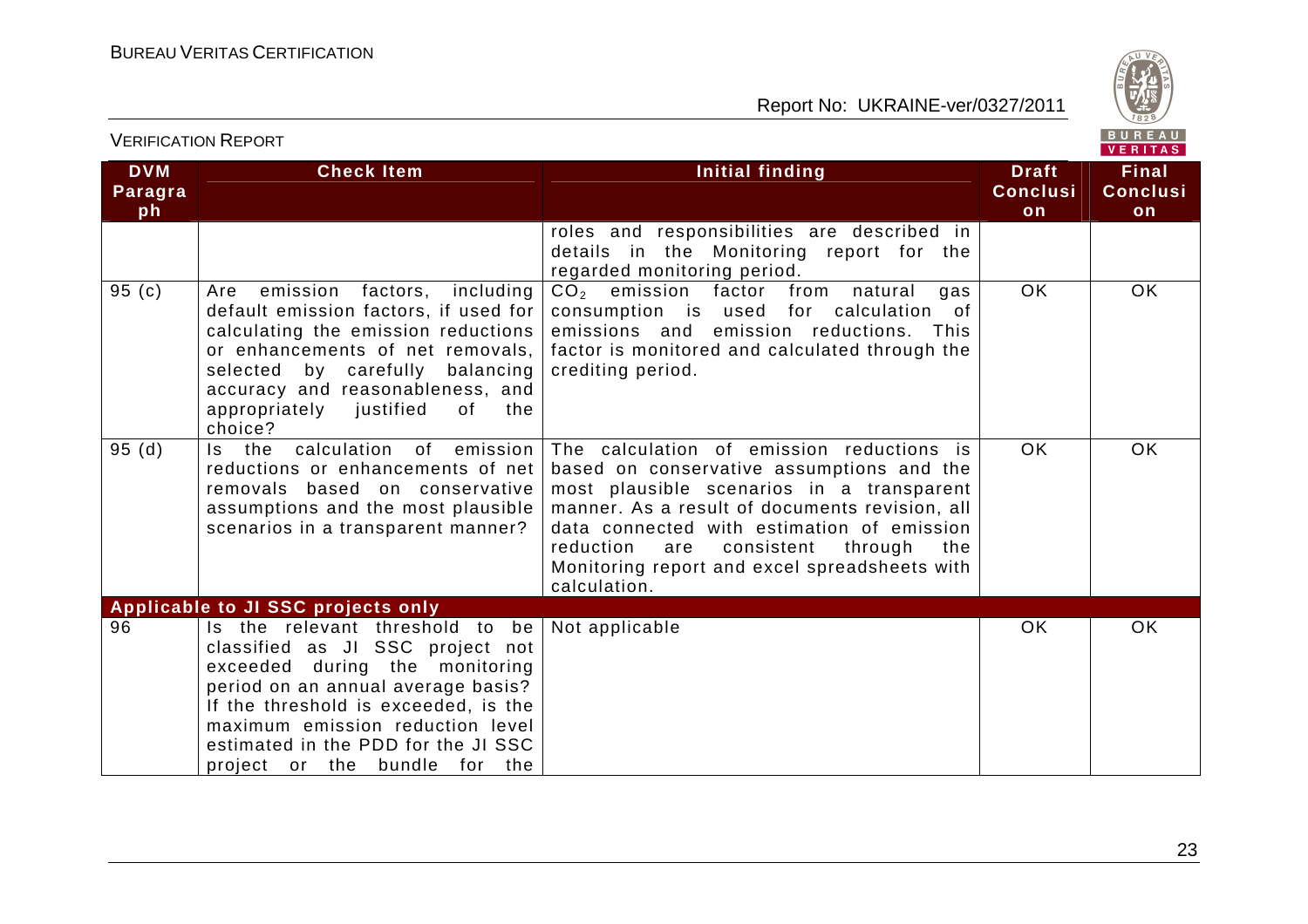| DVM Paragraph | Check Item | Initial finding | Draft Conclusion | Final Conclusion |
|---|---|---|---|---|
| | | roles and responsibilities are described in details in the Monitoring report for the regarded monitoring period. | | |
| 95 (c) | Are emission factors, including default emission factors, if used for calculating the emission reductions or enhancements of net removals, selected by carefully balancing accuracy and reasonableness, and appropriately justified of the choice? | $CO_2$ emission factor from natural gas consumption is used for calculation of emissions and emission reductions. This factor is monitored and calculated through the crediting period. | OK | OK |
| 95 (d) | Is the calculation of emission reductions or enhancements of net removals based on conservative assumptions and the most plausible scenarios in a transparent manner? | The calculation of emission reductions is based on conservative assumptions and the most plausible scenarios in a transparent manner. As a result of documents revision, all data connected with estimation of emission reduction are consistent through the Monitoring report and excel spreadsheets with calculation. | OK | OK |
| **Applicable to JI SSC projects only** | | | | |
| 96 | Is the relevant threshold to be classified as JI SSC project not exceeded during the monitoring period on an annual average basis? If the threshold is exceeded, is the maximum emission reduction level estimated in the PDD for the JI SSC project or the bundle for the | Not applicable | OK | OK |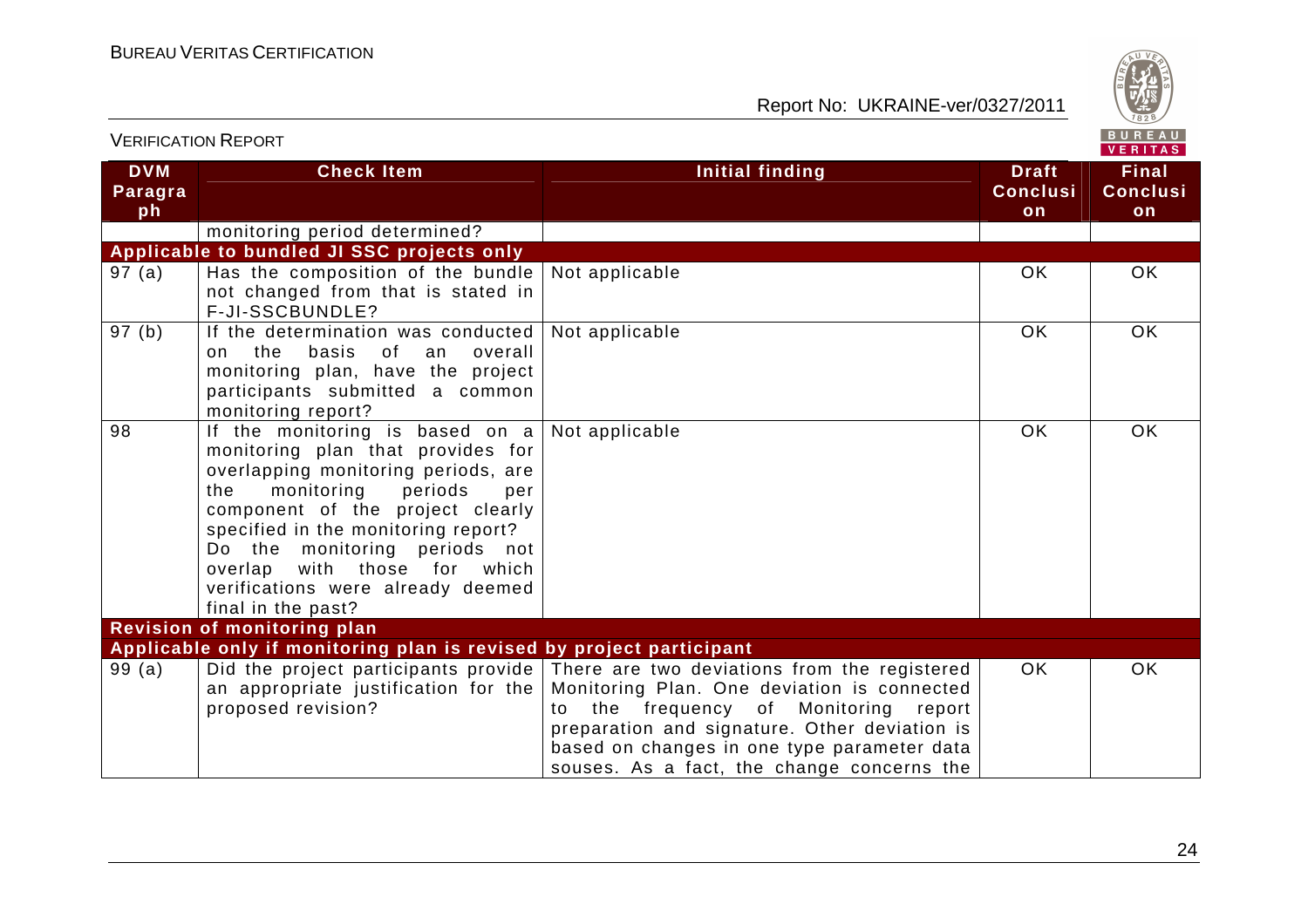| DVM Paragraph | Check Item | Initial finding | Draft Conclusion | Final Conclusion |
|---|---|---|---|---|
| | monitoring period determined? | | | |
| **Applicable to bundled JI SSC projects only** | | | | |
| 97 (a) | Has the composition of the bundle not changed from that is stated in F-JI-SSCBUNDLE? | Not applicable | OK | OK |
| 97 (b) | If the determination was conducted on the basis of an overall monitoring plan, have the project participants submitted a common monitoring report? | Not applicable | OK | OK |
| 98 | If the monitoring is based on a monitoring plan that provides for overlapping monitoring periods, are the monitoring periods per component of the project clearly specified in the monitoring report? Do the monitoring periods not overlap with those for which verifications were already deemed final in the past? | Not applicable | OK | OK |
| **Revision of monitoring plan** | | | | |
| **Applicable only if monitoring plan is revised by project participant** | | | | |
| 99 (a) | Did the project participants provide an appropriate justification for the proposed revision? | There are two deviations from the registered Monitoring Plan. One deviation is connected to the frequency of Monitoring report preparation and signature. Other deviation is based on changes in one type parameter data souses. As a fact, the change concerns the | OK | OK |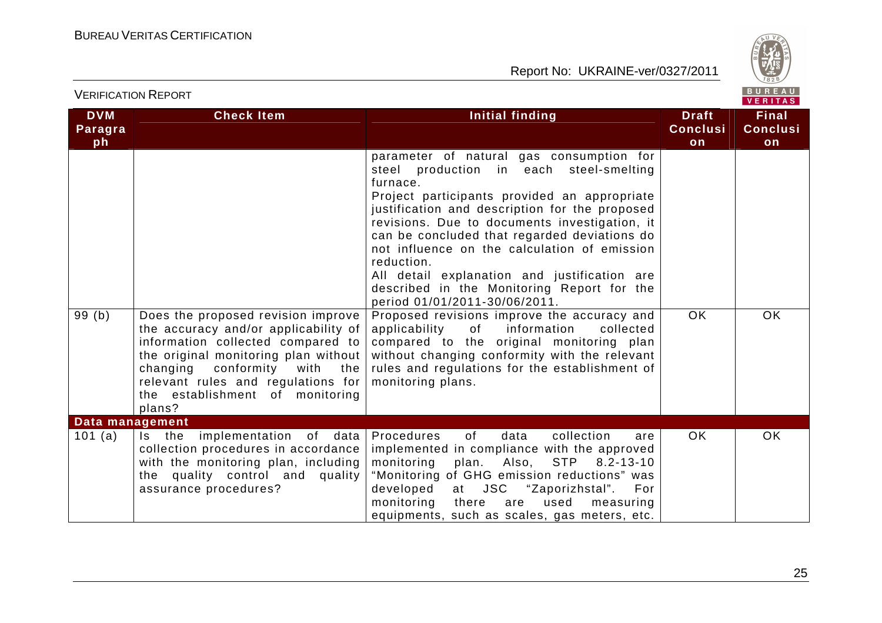| DVM Paragraph | Check Item | Initial finding | Draft Conclusion | Final Conclusion |
|---|---|---|---|---|
| | | parameter of natural gas consumption for steel production in each steel-smelting furnace.<br>Project participants provided an appropriate justification and description for the proposed revisions. Due to documents investigation, it can be concluded that regarded deviations do not influence on the calculation of emission reduction.<br>All detail explanation and justification are described in the Monitoring Report for the period 01/01/2011-30/06/2011. | | |
| 99 (b) | Does the proposed revision improve the accuracy and/or applicability of information collected compared to the original monitoring plan without changing conformity with the relevant rules and regulations for the establishment of monitoring plans? | Proposed revisions improve the accuracy and applicability of information collected compared to the original monitoring plan without changing conformity with the relevant rules and regulations for the establishment of monitoring plans. | OK | OK |
| **Data management** | | | | |
| 101 (a) | Is the implementation of data collection procedures in accordance with the monitoring plan, including the quality control and quality assurance procedures? | Procedures of data collection are implemented in compliance with the approved monitoring plan. Also, STP 8.2-13-10 "Monitoring of GHG emission reductions" was developed at JSC "Zaporizhstal". For monitoring there are used measuring equipments, such as scales, gas meters, etc. | OK | OK |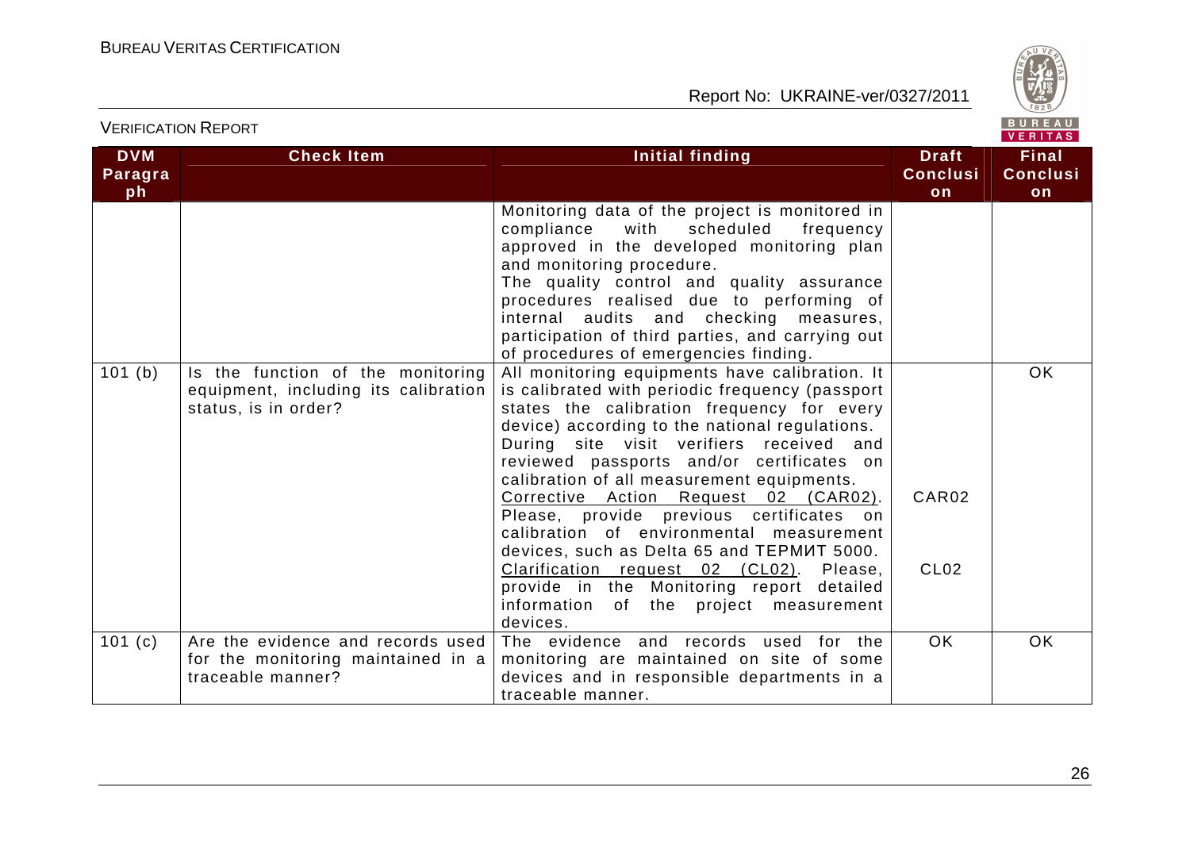| DVM Paragraph | Check Item | Initial finding | Draft Conclusion | Final Conclusion |
|---|---|---|---|---|
| | | Monitoring data of the project is monitored in compliance with scheduled frequency approved in the developed monitoring plan and monitoring procedure.<br>The quality control and quality assurance procedures realised due to performing of internal audits and checking measures, participation of third parties, and carrying out of procedures of emergencies finding. | | |
| 101 (b) | Is the function of the monitoring equipment, including its calibration status, is in order? | All monitoring equipments have calibration. It is calibrated with periodic frequency (passport states the calibration frequency for every device) according to the national regulations. During site visit verifiers received and reviewed passports and/or certificates on calibration of all measurement equipments.<br>Corrective Action Request 02 (CAR02). Please, provide previous certificates on calibration of environmental measurement devices, such as Delta 65 and ТЕРМИТ 5000.<br>Clarification request 02 (CL02). Please, provide in the Monitoring report detailed information of the project measurement devices. | CAR02<br><br>CL02 | OK |
| 101 (c) | Are the evidence and records used for the monitoring maintained in a traceable manner? | The evidence and records used for the monitoring are maintained on site of some devices and in responsible departments in a traceable manner. | OK | OK |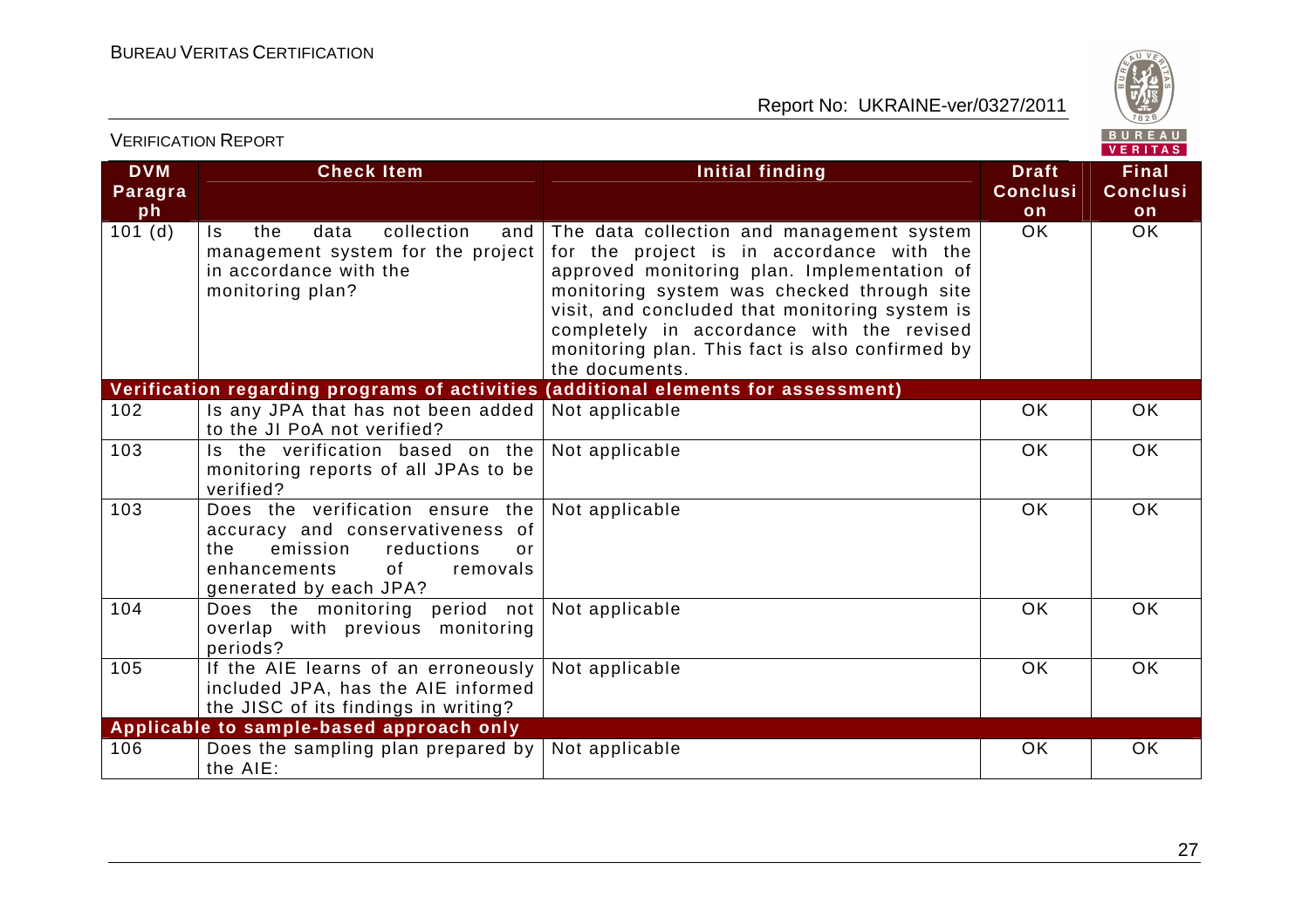| DVM Paragraph | Check Item | Initial finding | Draft Conclusion | Final Conclusion |
|---|---|---|---|---|
| 101 (d) | Is the data collection and management system for the project in accordance with the monitoring plan? | The data collection and management system for the project is in accordance with the approved monitoring plan. Implementation of monitoring system was checked through site visit, and concluded that monitoring system is completely in accordance with the revised monitoring plan. This fact is also confirmed by the documents. | OK | OK |
| **Verification regarding programs of activities (additional elements for assessment)** | | | | |
| 102 | Is any JPA that has not been added to the JI PoA not verified? | Not applicable | OK | OK |
| 103 | Is the verification based on the monitoring reports of all JPAs to be verified? | Not applicable | OK | OK |
| 103 | Does the verification ensure the accuracy and conservativeness of the emission reductions or enhancements of removals generated by each JPA? | Not applicable | OK | OK |
| 104 | Does the monitoring period not overlap with previous monitoring periods? | Not applicable | OK | OK |
| 105 | If the AIE learns of an erroneously included JPA, has the AIE informed the JISC of its findings in writing? | Not applicable | OK | OK |
| **Applicable to sample-based approach only** | | | | |
| 106 | Does the sampling plan prepared by the AIE: | Not applicable | OK | OK |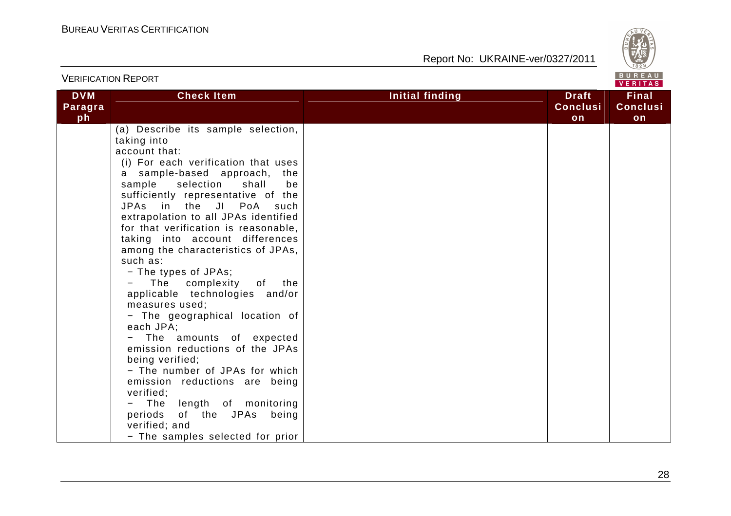| DVM Paragraph | Check Item | Initial finding | Draft Conclusion | Final Conclusion |
|---|---|---|---|---|
| | (a) Describe its sample selection, taking into account that:<br>(i) For each verification that uses a sample-based approach, the sample selection shall be sufficiently representative of the JPAs in the JI PoA such extrapolation to all JPAs identified for that verification is reasonable, taking into account differences among the characteristics of JPAs, such as:<br>− The types of JPAs;<br>− The complexity of the applicable technologies and/or measures used;<br>− The geographical location of each JPA;<br>− The amounts of expected emission reductions of the JPAs being verified;<br>− The number of JPAs for which emission reductions are being verified;<br>− The length of monitoring periods of the JPAs being verified; and<br>− The samples selected for prior | | | |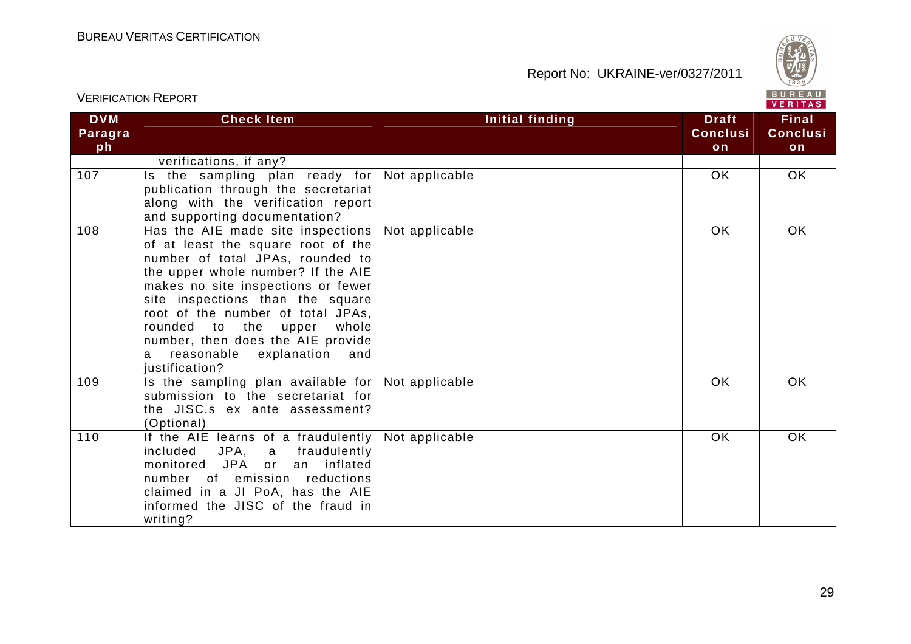| DVM Paragraph | Check Item | Initial finding | Draft Conclusion | Final Conclusion |
|---|---|---|---|---|
| | verifications, if any? | | | |
| 107 | Is the sampling plan ready for publication through the secretariat along with the verification report and supporting documentation? | Not applicable | OK | OK |
| 108 | Has the AIE made site inspections of at least the square root of the number of total JPAs, rounded to the upper whole number? If the AIE makes no site inspections or fewer site inspections than the square root of the number of total JPAs, rounded to the upper whole number, then does the AIE provide a reasonable explanation and justification? | Not applicable | OK | OK |
| 109 | Is the sampling plan available for submission to the secretariat for the JISC.s ex ante assessment? (Optional) | Not applicable | OK | OK |
| 110 | If the AIE learns of a fraudulently included JPA, a fraudulently monitored JPA or an inflated number of emission reductions claimed in a JI PoA, has the AIE informed the JISC of the fraud in writing? | Not applicable | OK | OK |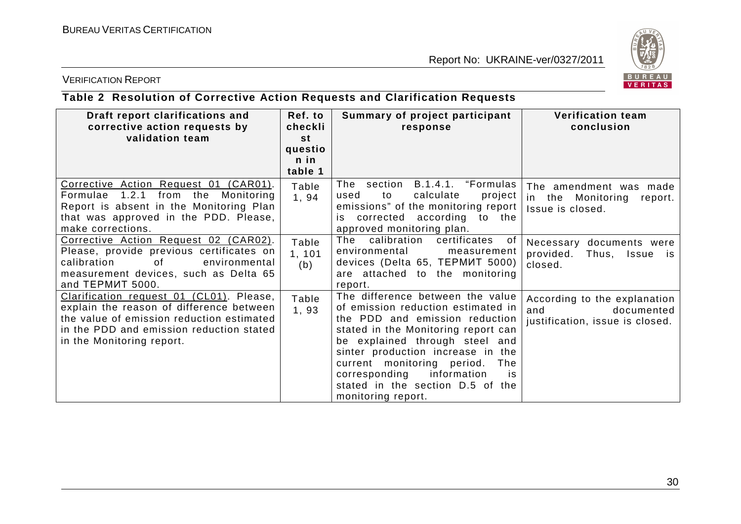**Table 2 Resolution of Corrective Action Requests and Clarification Requests**

| Draft report clarifications and corrective action requests by validation team | Ref. to checklist question in table 1 | Summary of project participant response | Verification team conclusion |
|---|---|---|---|
| Corrective Action Request 01 (CAR01). Formulae 1.2.1 from the Monitoring Report is absent in the Monitoring Plan that was approved in the PDD. Please, make corrections. | Table 1, 94 | The section B.1.4.1. "Formulas used to calculate project emissions" of the monitoring report is corrected according to the approved monitoring plan. | The amendment was made in the Monitoring report. Issue is closed. |
| Corrective Action Request 02 (CAR02). Please, provide previous certificates on calibration of environmental measurement devices, such as Delta 65 and ТЕРМИТ 5000. | Table 1, 101 (b) | The calibration certificates of environmental measurement devices (Delta 65, ТЕРМИТ 5000) are attached to the monitoring report. | Necessary documents were provided. Thus, Issue is closed. |
| Clarification request 01 (CL01). Please, explain the reason of difference between the value of emission reduction estimated in the PDD and emission reduction stated in the Monitoring report. | Table 1, 93 | The difference between the value of emission reduction estimated in the PDD and emission reduction stated in the Monitoring report can be explained through steel and sinter production increase in the current monitoring period. The corresponding information is stated in the section D.5 of the monitoring report. | According to the explanation and documented justification, issue is closed. |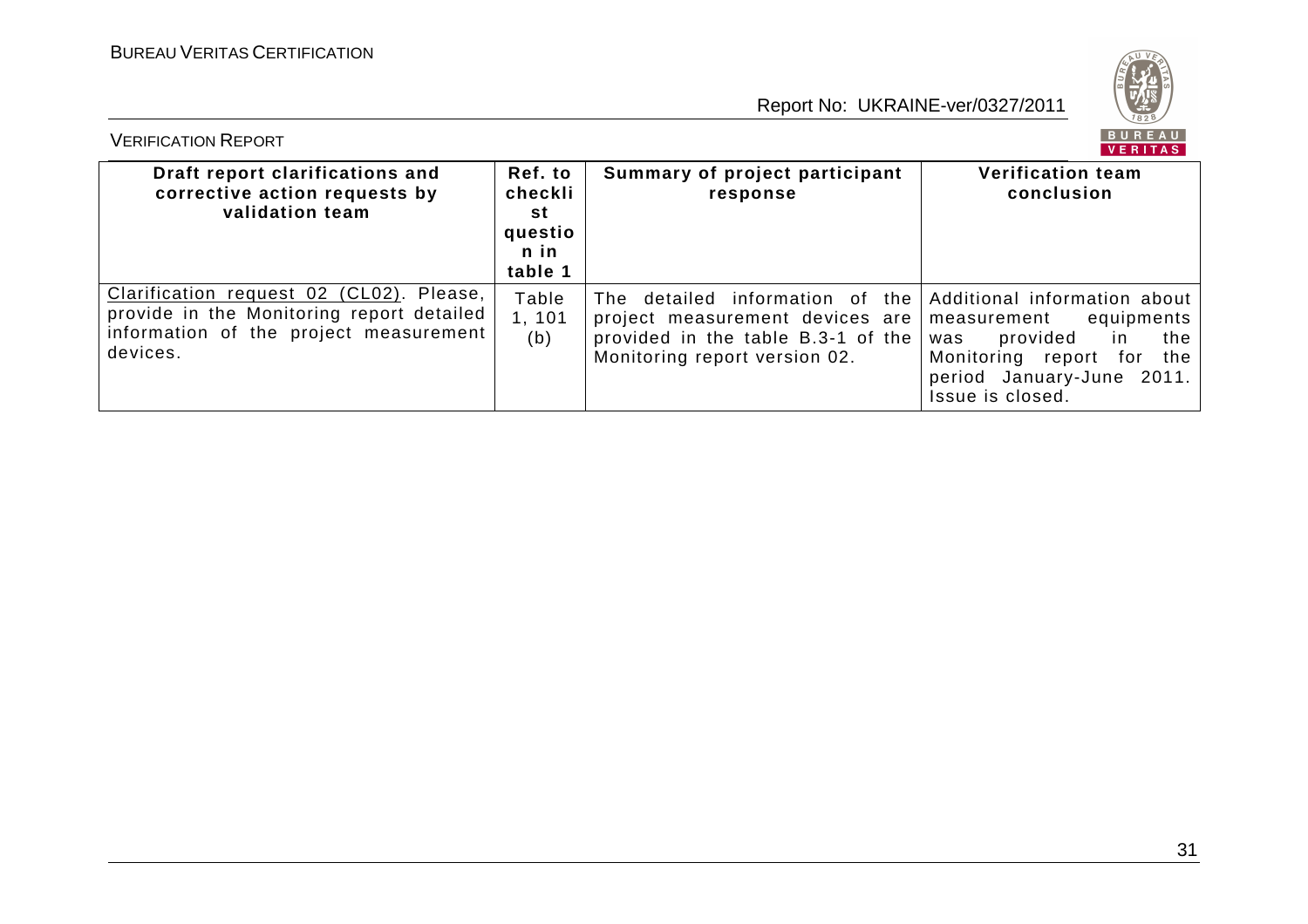| Draft report clarifications and corrective action requests by validation team | Ref. to checklist question in table 1 | Summary of project participant response | Verification team conclusion |
|---|---|---|---|
| Clarification request 02 (CL02). Please, provide in the Monitoring report detailed information of the project measurement devices. | Table 1, 101 (b) | The detailed information of the project measurement devices are provided in the table B.3-1 of the Monitoring report version 02. | Additional information about measurement equipments was provided in the Monitoring report for the period January-June 2011. Issue is closed. |